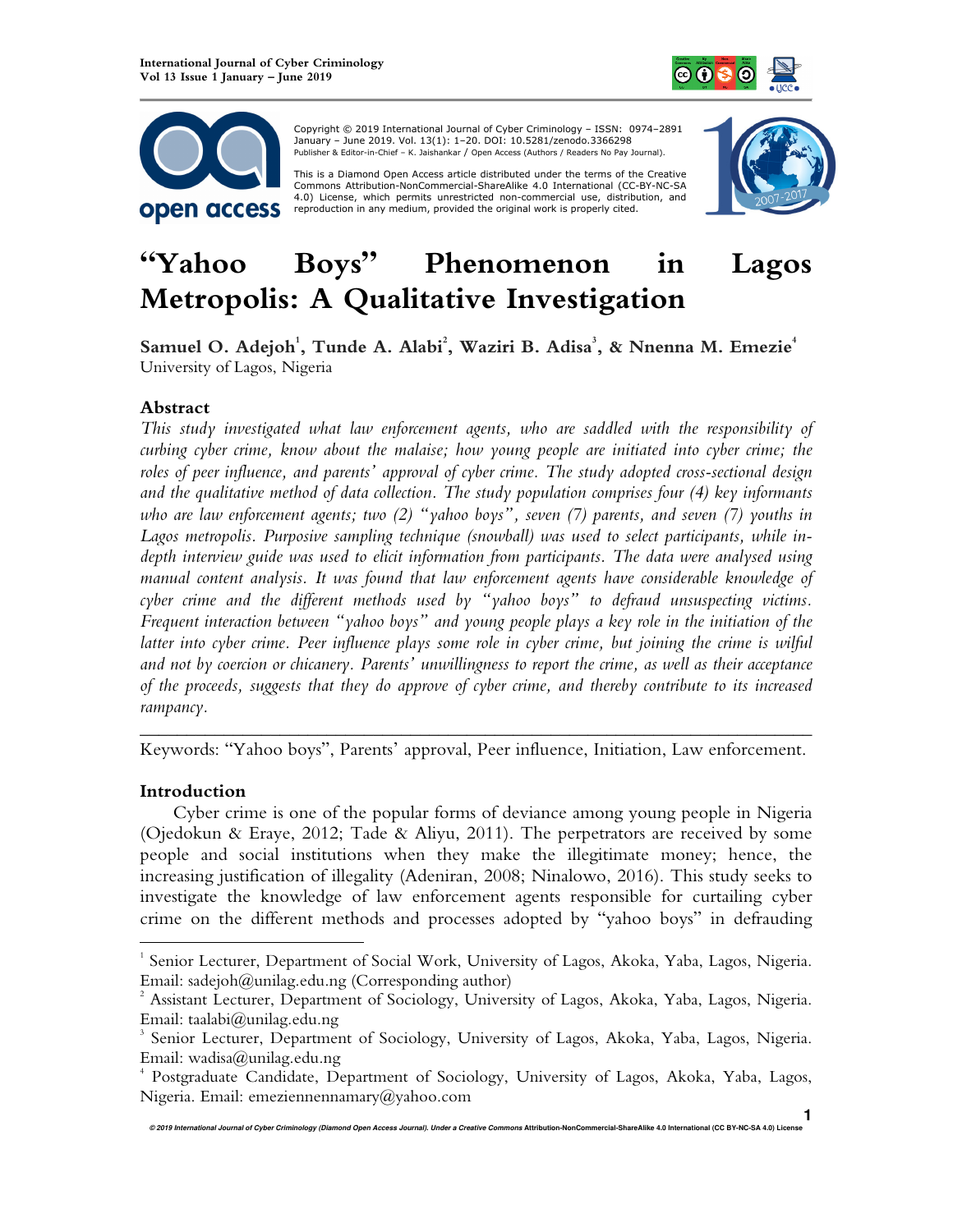Copyright © 2019 International Journal of Cyber Criminology – ISSN: 0974–2891 January – June 2019. Vol. 13(1): 1–20. DOI: 10.5281/zenodo.3366298
Publisher & Editor-in-Chief – K. Jaishankar / Open Access (Authors / Readers No Pay Journal).

This is a Diamond Open Access article distributed under the terms of the Creative Commons Attribution-NonCommercial-ShareAlike 4.0 International (CC-BY-NC-SA 4.0) License, which permits unrestricted non-commercial use, distribution, and reproduction in any medium, provided the original work is properly cited.

# "Yahoo Boys" Phenomenon in Lagos Metropolis: A Qualitative Investigation

**Samuel O. Adejoh[1], Tunde A. Alabi[2], Waziri B. Adisa[3], & Nnenna M. Emezie[4]**
University of Lagos, Nigeria

## Abstract

*This study investigated what law enforcement agents, who are saddled with the responsibility of curbing cyber crime, know about the malaise; how young people are initiated into cyber crime; the roles of peer influence, and parents' approval of cyber crime. The study adopted cross-sectional design and the qualitative method of data collection. The study population comprises four (4) key informants who are law enforcement agents; two (2) "yahoo boys", seven (7) parents, and seven (7) youths in Lagos metropolis. Purposive sampling technique (snowball) was used to select participants, while in-depth interview guide was used to elicit information from participants. The data were analysed using manual content analysis. It was found that law enforcement agents have considerable knowledge of cyber crime and the different methods used by "yahoo boys" to defraud unsuspecting victims. Frequent interaction between "yahoo boys" and young people plays a key role in the initiation of the latter into cyber crime. Peer influence plays some role in cyber crime, but joining the crime is wilful and not by coercion or chicanery. Parents' unwillingness to report the crime, as well as their acceptance of the proceeds, suggests that they do approve of cyber crime, and thereby contribute to its increased rampancy.*

---

Keywords: "Yahoo boys", Parents' approval, Peer influence, Initiation, Law enforcement.

## Introduction

Cyber crime is one of the popular forms of deviance among young people in Nigeria (Ojedokun & Eraye, 2012; Tade & Aliyu, 2011). The perpetrators are received by some people and social institutions when they make the illegitimate money; hence, the increasing justification of illegality (Adeniran, 2008; Ninalowo, 2016). This study seeks to investigate the knowledge of law enforcement agents responsible for curtailing cyber crime on the different methods and processes adopted by "yahoo boys" in defrauding

---

[1] Senior Lecturer, Department of Social Work, University of Lagos, Akoka, Yaba, Lagos, Nigeria. Email: sadejoh@unilag.edu.ng (Corresponding author)

[2] Assistant Lecturer, Department of Sociology, University of Lagos, Akoka, Yaba, Lagos, Nigeria. Email: taalabi@unilag.edu.ng

[3] Senior Lecturer, Department of Sociology, University of Lagos, Akoka, Yaba, Lagos, Nigeria. Email: wadisa@unilag.edu.ng

[4] Postgraduate Candidate, Department of Sociology, University of Lagos, Akoka, Yaba, Lagos, Nigeria. Email: emeziennennamary@yahoo.com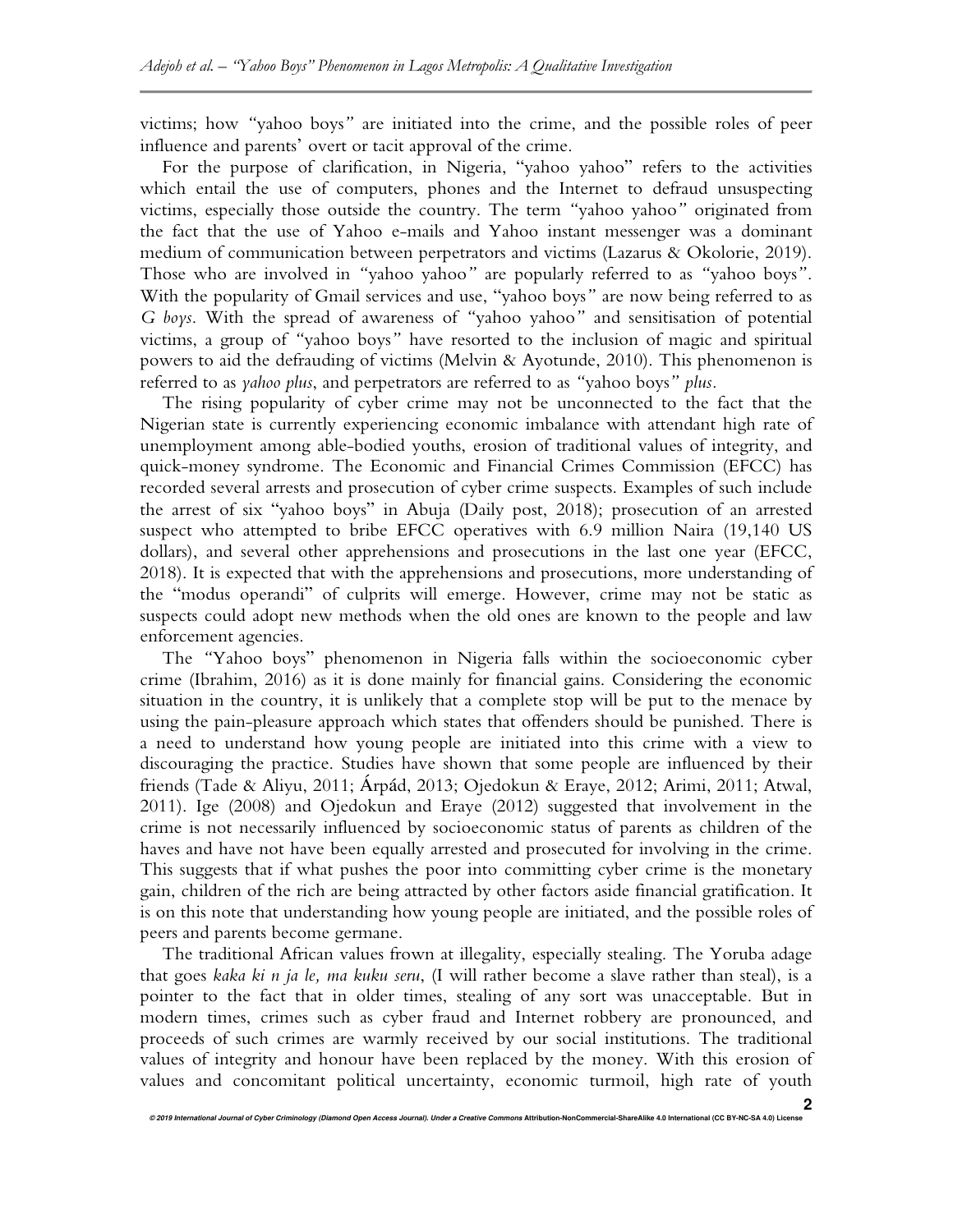victims; how "yahoo boys" are initiated into the crime, and the possible roles of peer influence and parents' overt or tacit approval of the crime.

For the purpose of clarification, in Nigeria, "yahoo yahoo" refers to the activities which entail the use of computers, phones and the Internet to defraud unsuspecting victims, especially those outside the country. The term "yahoo yahoo" originated from the fact that the use of Yahoo e-mails and Yahoo instant messenger was a dominant medium of communication between perpetrators and victims (Lazarus & Okolorie, 2019). Those who are involved in "yahoo yahoo" are popularly referred to as "yahoo boys". With the popularity of Gmail services and use, "yahoo boys" are now being referred to as *G boys*. With the spread of awareness of "yahoo yahoo" and sensitisation of potential victims, a group of "yahoo boys" have resorted to the inclusion of magic and spiritual powers to aid the defrauding of victims (Melvin & Ayotunde, 2010). This phenomenon is referred to as *yahoo plus*, and perpetrators are referred to as "yahoo boys" *plus*.

The rising popularity of cyber crime may not be unconnected to the fact that the Nigerian state is currently experiencing economic imbalance with attendant high rate of unemployment among able-bodied youths, erosion of traditional values of integrity, and quick-money syndrome. The Economic and Financial Crimes Commission (EFCC) has recorded several arrests and prosecution of cyber crime suspects. Examples of such include the arrest of six "yahoo boys" in Abuja (Daily post, 2018); prosecution of an arrested suspect who attempted to bribe EFCC operatives with 6.9 million Naira (19,140 US dollars), and several other apprehensions and prosecutions in the last one year (EFCC, 2018). It is expected that with the apprehensions and prosecutions, more understanding of the "modus operandi" of culprits will emerge. However, crime may not be static as suspects could adopt new methods when the old ones are known to the people and law enforcement agencies.

The "Yahoo boys" phenomenon in Nigeria falls within the socioeconomic cyber crime (Ibrahim, 2016) as it is done mainly for financial gains. Considering the economic situation in the country, it is unlikely that a complete stop will be put to the menace by using the pain-pleasure approach which states that offenders should be punished. There is a need to understand how young people are initiated into this crime with a view to discouraging the practice. Studies have shown that some people are influenced by their friends (Tade & Aliyu, 2011; Árpád, 2013; Ojedokun & Eraye, 2012; Arimi, 2011; Atwal, 2011). Ige (2008) and Ojedokun and Eraye (2012) suggested that involvement in the crime is not necessarily influenced by socioeconomic status of parents as children of the haves and have not have been equally arrested and prosecuted for involving in the crime. This suggests that if what pushes the poor into committing cyber crime is the monetary gain, children of the rich are being attracted by other factors aside financial gratification. It is on this note that understanding how young people are initiated, and the possible roles of peers and parents become germane.

The traditional African values frown at illegality, especially stealing. The Yoruba adage that goes *kaka ki n ja le, ma kuku seru*, (I will rather become a slave rather than steal), is a pointer to the fact that in older times, stealing of any sort was unacceptable. But in modern times, crimes such as cyber fraud and Internet robbery are pronounced, and proceeds of such crimes are warmly received by our social institutions. The traditional values of integrity and honour have been replaced by the money. With this erosion of values and concomitant political uncertainty, economic turmoil, high rate of youth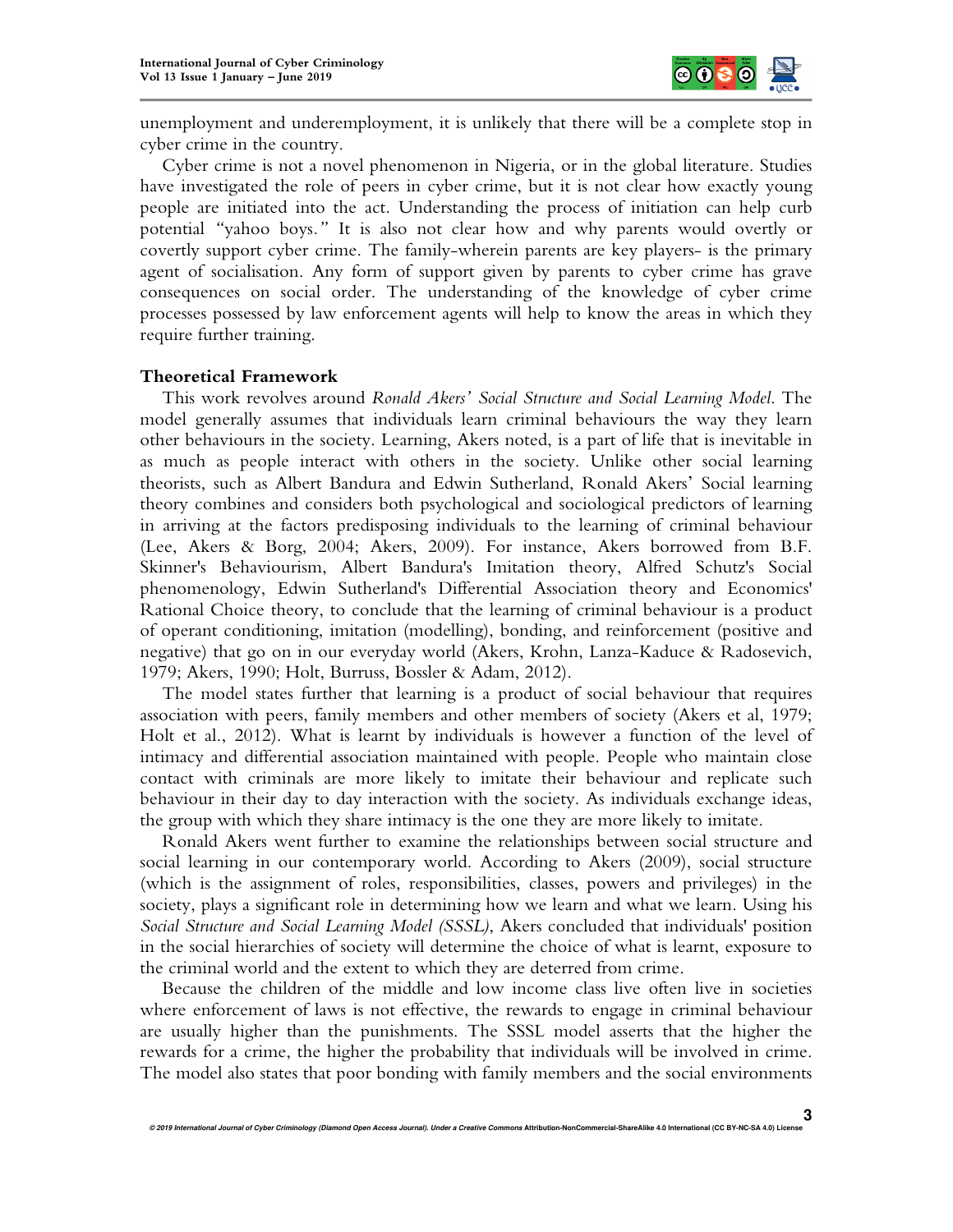unemployment and underemployment, it is unlikely that there will be a complete stop in cyber crime in the country.

Cyber crime is not a novel phenomenon in Nigeria, or in the global literature. Studies have investigated the role of peers in cyber crime, but it is not clear how exactly young people are initiated into the act. Understanding the process of initiation can help curb potential "yahoo boys." It is also not clear how and why parents would overtly or covertly support cyber crime. The family-wherein parents are key players- is the primary agent of socialisation. Any form of support given by parents to cyber crime has grave consequences on social order. The understanding of the knowledge of cyber crime processes possessed by law enforcement agents will help to know the areas in which they require further training.

## Theoretical Framework

This work revolves around *Ronald Akers' Social Structure and Social Learning Model*. The model generally assumes that individuals learn criminal behaviours the way they learn other behaviours in the society. Learning, Akers noted, is a part of life that is inevitable in as much as people interact with others in the society. Unlike other social learning theorists, such as Albert Bandura and Edwin Sutherland, Ronald Akers' Social learning theory combines and considers both psychological and sociological predictors of learning in arriving at the factors predisposing individuals to the learning of criminal behaviour (Lee, Akers & Borg, 2004; Akers, 2009). For instance, Akers borrowed from B.F. Skinner's Behaviourism, Albert Bandura's Imitation theory, Alfred Schutz's Social phenomenology, Edwin Sutherland's Differential Association theory and Economics' Rational Choice theory, to conclude that the learning of criminal behaviour is a product of operant conditioning, imitation (modelling), bonding, and reinforcement (positive and negative) that go on in our everyday world (Akers, Krohn, Lanza-Kaduce & Radosevich, 1979; Akers, 1990; Holt, Burruss, Bossler & Adam, 2012).

The model states further that learning is a product of social behaviour that requires association with peers, family members and other members of society (Akers et al, 1979; Holt et al., 2012). What is learnt by individuals is however a function of the level of intimacy and differential association maintained with people. People who maintain close contact with criminals are more likely to imitate their behaviour and replicate such behaviour in their day to day interaction with the society. As individuals exchange ideas, the group with which they share intimacy is the one they are more likely to imitate.

Ronald Akers went further to examine the relationships between social structure and social learning in our contemporary world. According to Akers (2009), social structure (which is the assignment of roles, responsibilities, classes, powers and privileges) in the society, plays a significant role in determining how we learn and what we learn. Using his *Social Structure and Social Learning Model (SSSL)*, Akers concluded that individuals' position in the social hierarchies of society will determine the choice of what is learnt, exposure to the criminal world and the extent to which they are deterred from crime.

Because the children of the middle and low income class live often live in societies where enforcement of laws is not effective, the rewards to engage in criminal behaviour are usually higher than the punishments. The SSSL model asserts that the higher the rewards for a crime, the higher the probability that individuals will be involved in crime. The model also states that poor bonding with family members and the social environments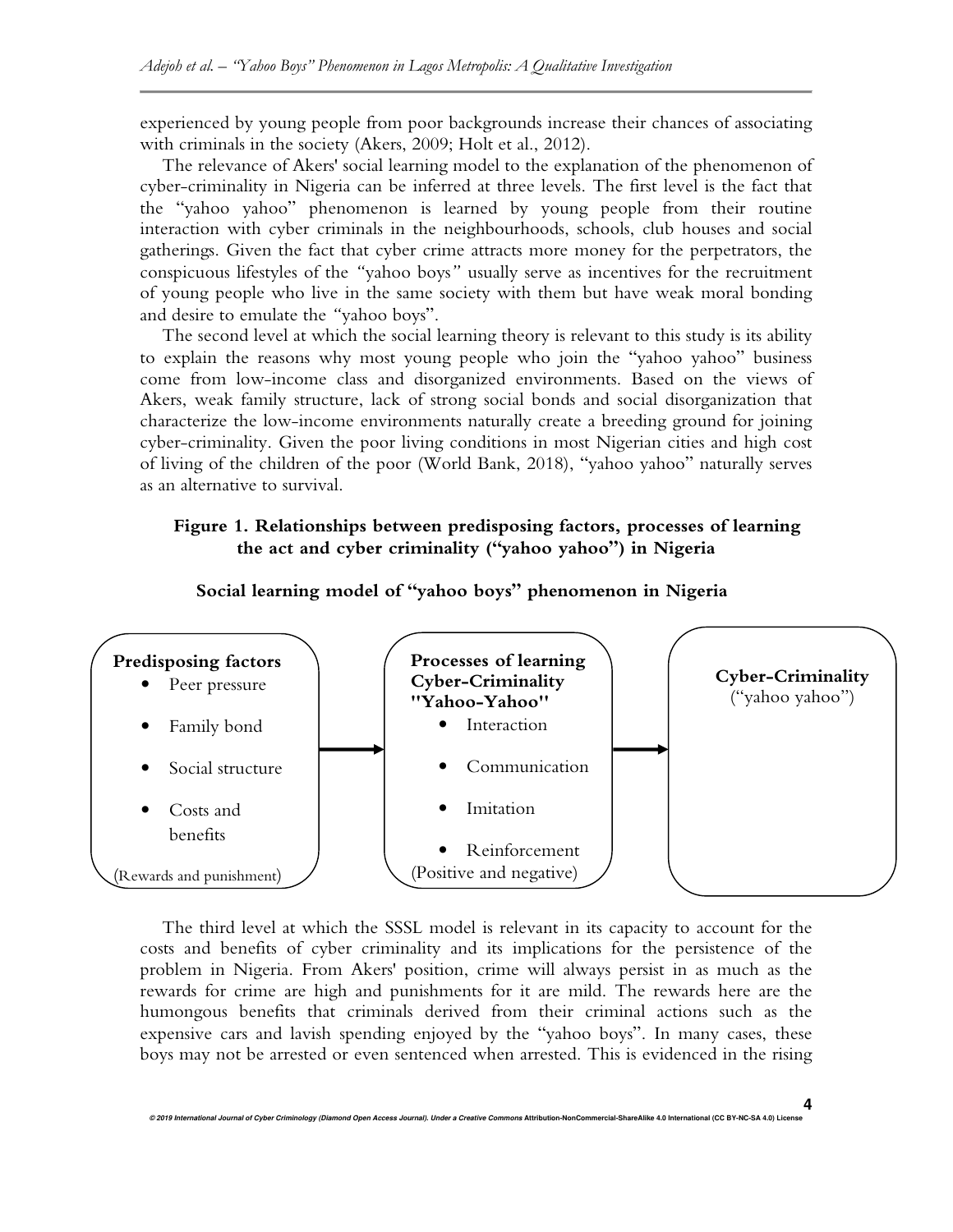experienced by young people from poor backgrounds increase their chances of associating with criminals in the society (Akers, 2009; Holt et al., 2012).

The relevance of Akers' social learning model to the explanation of the phenomenon of cyber-criminality in Nigeria can be inferred at three levels. The first level is the fact that the "yahoo yahoo" phenomenon is learned by young people from their routine interaction with cyber criminals in the neighbourhoods, schools, club houses and social gatherings. Given the fact that cyber crime attracts more money for the perpetrators, the conspicuous lifestyles of the "yahoo boys" usually serve as incentives for the recruitment of young people who live in the same society with them but have weak moral bonding and desire to emulate the "yahoo boys".

The second level at which the social learning theory is relevant to this study is its ability to explain the reasons why most young people who join the "yahoo yahoo" business come from low-income class and disorganized environments. Based on the views of Akers, weak family structure, lack of strong social bonds and social disorganization that characterize the low-income environments naturally create a breeding ground for joining cyber-criminality. Given the poor living conditions in most Nigerian cities and high cost of living of the children of the poor (World Bank, 2018), "yahoo yahoo" naturally serves as an alternative to survival.

**Figure 1. Relationships between predisposing factors, processes of learning the act and cyber criminality ("yahoo yahoo") in Nigeria**

**Social learning model of "yahoo boys" phenomenon in Nigeria**

**Predisposing factors**
- Peer pressure
- Family bond
- Social structure
- Costs and benefits

(Rewards and punishment)

→

**Processes of learning Cyber-Criminality "Yahoo-Yahoo"**
- Interaction
- Communication
- Imitation
- Reinforcement

(Positive and negative)

→

**Cyber-Criminality** ("yahoo yahoo")

The third level at which the SSSL model is relevant in its capacity to account for the costs and benefits of cyber criminality and its implications for the persistence of the problem in Nigeria. From Akers' position, crime will always persist in as much as the rewards for crime are high and punishments for it are mild. The rewards here are the humongous benefits that criminals derived from their criminal actions such as the expensive cars and lavish spending enjoyed by the "yahoo boys". In many cases, these boys may not be arrested or even sentenced when arrested. This is evidenced in the rising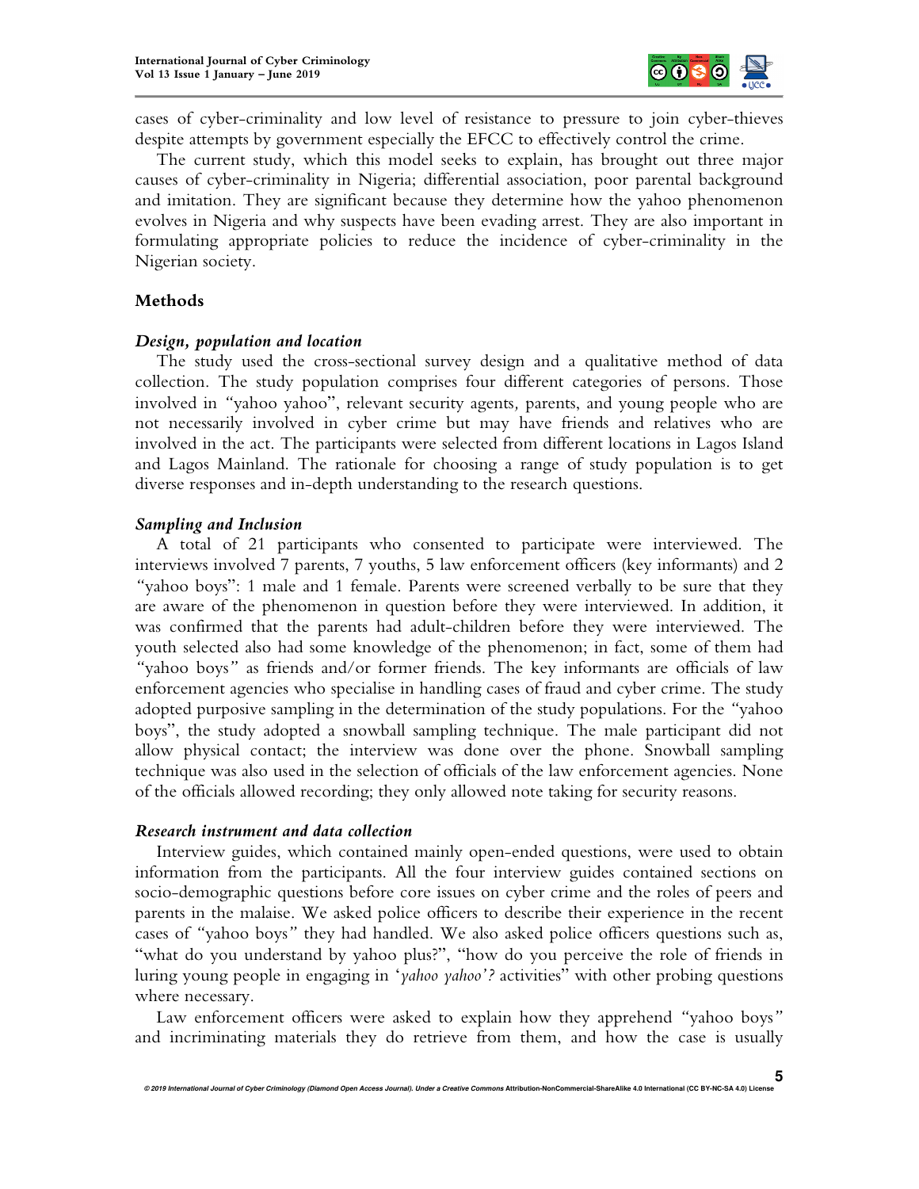cases of cyber-criminality and low level of resistance to pressure to join cyber-thieves despite attempts by government especially the EFCC to effectively control the crime.

The current study, which this model seeks to explain, has brought out three major causes of cyber-criminality in Nigeria; differential association, poor parental background and imitation. They are significant because they determine how the yahoo phenomenon evolves in Nigeria and why suspects have been evading arrest. They are also important in formulating appropriate policies to reduce the incidence of cyber-criminality in the Nigerian society.

## Methods

### *Design, population and location*

The study used the cross-sectional survey design and a qualitative method of data collection. The study population comprises four different categories of persons. Those involved in "yahoo yahoo", relevant security agents, parents, and young people who are not necessarily involved in cyber crime but may have friends and relatives who are involved in the act. The participants were selected from different locations in Lagos Island and Lagos Mainland. The rationale for choosing a range of study population is to get diverse responses and in-depth understanding to the research questions.

### *Sampling and Inclusion*

A total of 21 participants who consented to participate were interviewed. The interviews involved 7 parents, 7 youths, 5 law enforcement officers (key informants) and 2 "yahoo boys": 1 male and 1 female. Parents were screened verbally to be sure that they are aware of the phenomenon in question before they were interviewed. In addition, it was confirmed that the parents had adult-children before they were interviewed. The youth selected also had some knowledge of the phenomenon; in fact, some of them had "yahoo boys" as friends and/or former friends. The key informants are officials of law enforcement agencies who specialise in handling cases of fraud and cyber crime. The study adopted purposive sampling in the determination of the study populations. For the "yahoo boys", the study adopted a snowball sampling technique. The male participant did not allow physical contact; the interview was done over the phone. Snowball sampling technique was also used in the selection of officials of the law enforcement agencies. None of the officials allowed recording; they only allowed note taking for security reasons.

### *Research instrument and data collection*

Interview guides, which contained mainly open-ended questions, were used to obtain information from the participants. All the four interview guides contained sections on socio-demographic questions before core issues on cyber crime and the roles of peers and parents in the malaise. We asked police officers to describe their experience in the recent cases of "yahoo boys" they had handled. We also asked police officers questions such as, "what do you understand by yahoo plus?", "how do you perceive the role of friends in luring young people in engaging in '*yahoo yahoo'?* activities" with other probing questions where necessary.

Law enforcement officers were asked to explain how they apprehend "yahoo boys" and incriminating materials they do retrieve from them, and how the case is usually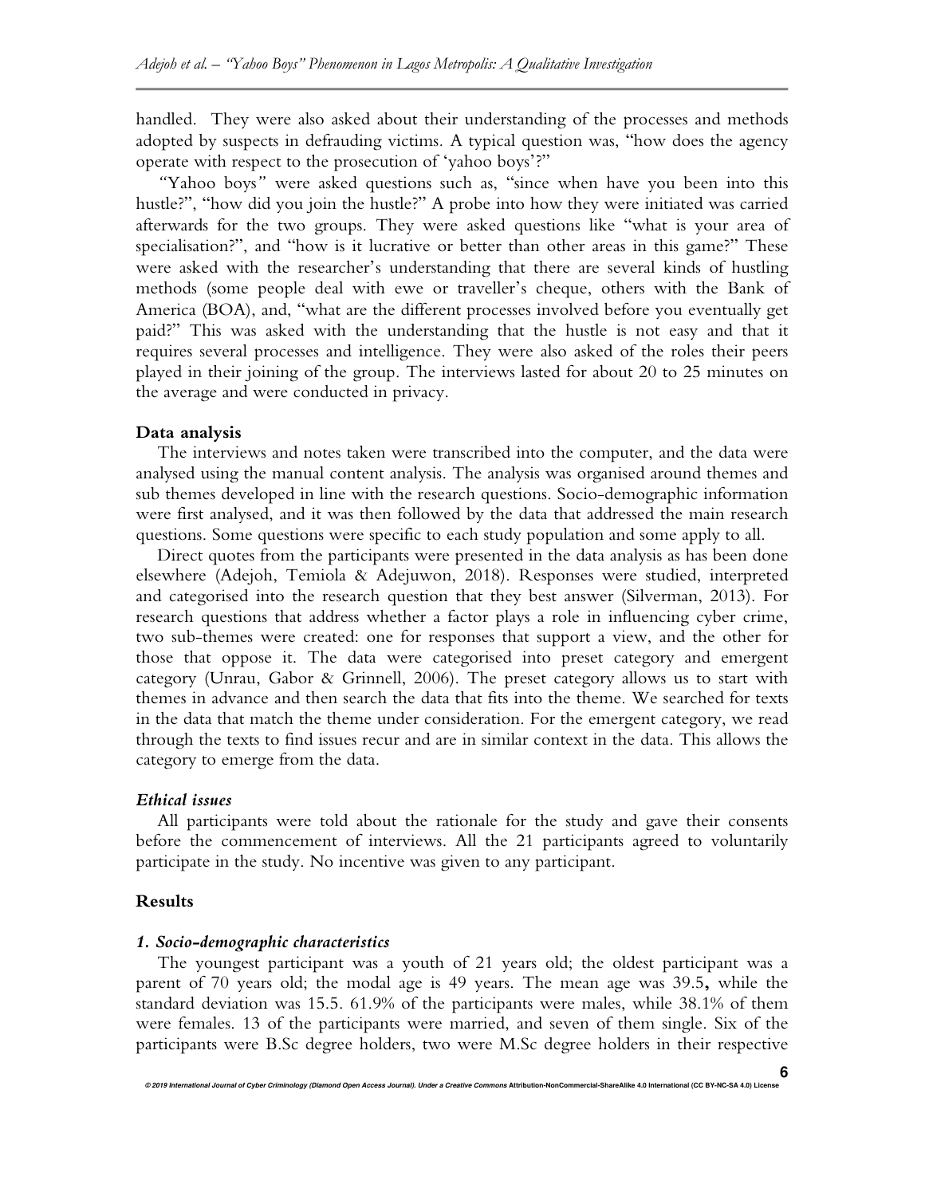handled. They were also asked about their understanding of the processes and methods adopted by suspects in defrauding victims. A typical question was, "how does the agency operate with respect to the prosecution of 'yahoo boys'?"

"Yahoo boys" were asked questions such as, "since when have you been into this hustle?", "how did you join the hustle?" A probe into how they were initiated was carried afterwards for the two groups. They were asked questions like "what is your area of specialisation?", and "how is it lucrative or better than other areas in this game?" These were asked with the researcher's understanding that there are several kinds of hustling methods (some people deal with ewe or traveller's cheque, others with the Bank of America (BOA), and, "what are the different processes involved before you eventually get paid?" This was asked with the understanding that the hustle is not easy and that it requires several processes and intelligence. They were also asked of the roles their peers played in their joining of the group. The interviews lasted for about 20 to 25 minutes on the average and were conducted in privacy.

**Data analysis**

The interviews and notes taken were transcribed into the computer, and the data were analysed using the manual content analysis. The analysis was organised around themes and sub themes developed in line with the research questions. Socio-demographic information were first analysed, and it was then followed by the data that addressed the main research questions. Some questions were specific to each study population and some apply to all.

Direct quotes from the participants were presented in the data analysis as has been done elsewhere (Adejoh, Temiola & Adejuwon, 2018). Responses were studied, interpreted and categorised into the research question that they best answer (Silverman, 2013). For research questions that address whether a factor plays a role in influencing cyber crime, two sub-themes were created: one for responses that support a view, and the other for those that oppose it. The data were categorised into preset category and emergent category (Unrau, Gabor & Grinnell, 2006). The preset category allows us to start with themes in advance and then search the data that fits into the theme. We searched for texts in the data that match the theme under consideration. For the emergent category, we read through the texts to find issues recur and are in similar context in the data. This allows the category to emerge from the data.

***Ethical issues***

All participants were told about the rationale for the study and gave their consents before the commencement of interviews. All the 21 participants agreed to voluntarily participate in the study. No incentive was given to any participant.

**Results**

***1. Socio-demographic characteristics***

The youngest participant was a youth of 21 years old; the oldest participant was a parent of 70 years old; the modal age is 49 years. The mean age was 39.5**,** while the standard deviation was 15.5. 61.9% of the participants were males, while 38.1% of them were females. 13 of the participants were married, and seven of them single. Six of the participants were B.Sc degree holders, two were M.Sc degree holders in their respective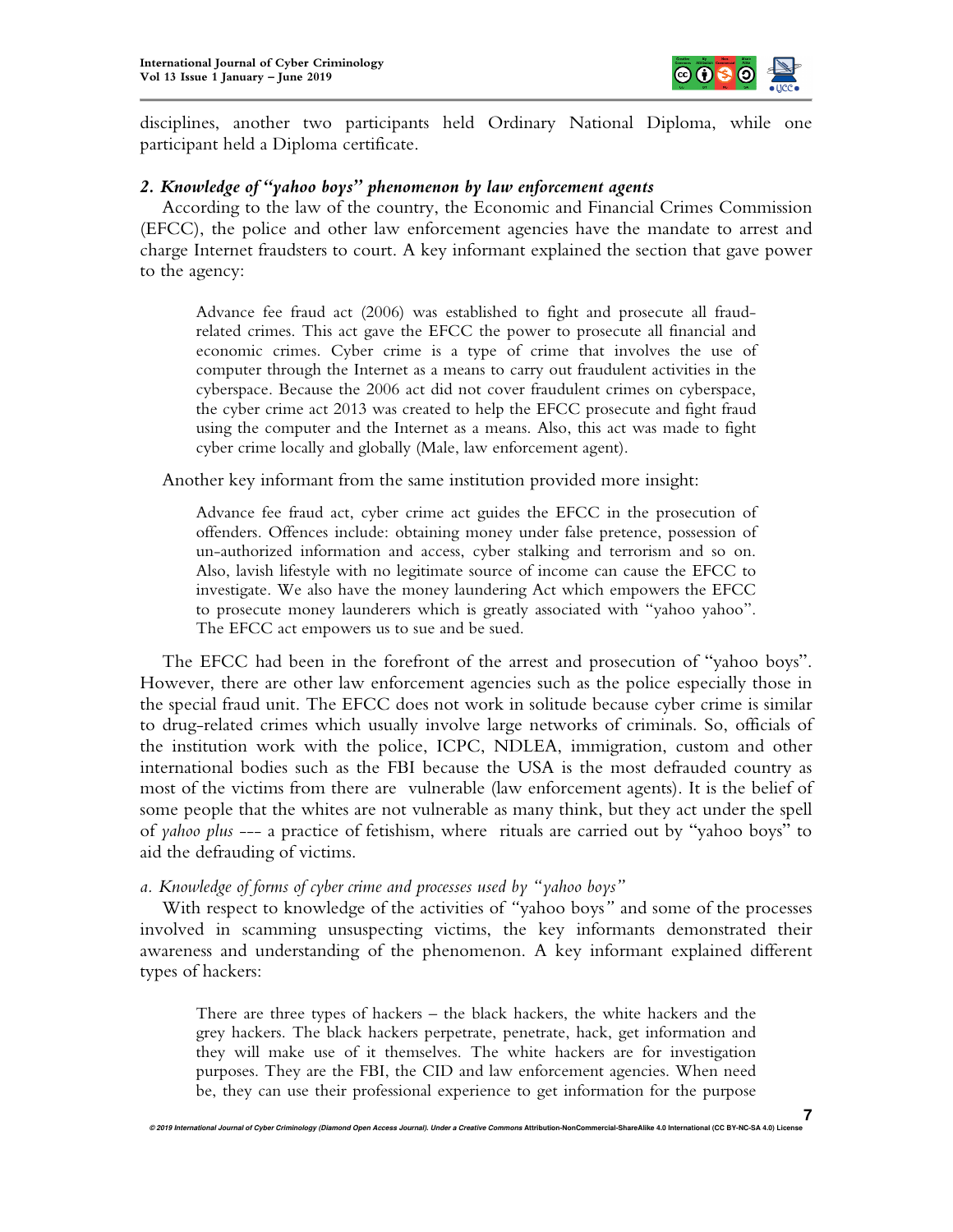disciplines, another two participants held Ordinary National Diploma, while one participant held a Diploma certificate.

### *2. Knowledge of "yahoo boys" phenomenon by law enforcement agents*

According to the law of the country, the Economic and Financial Crimes Commission (EFCC), the police and other law enforcement agencies have the mandate to arrest and charge Internet fraudsters to court. A key informant explained the section that gave power to the agency:

> Advance fee fraud act (2006) was established to fight and prosecute all fraud-related crimes. This act gave the EFCC the power to prosecute all financial and economic crimes. Cyber crime is a type of crime that involves the use of computer through the Internet as a means to carry out fraudulent activities in the cyberspace. Because the 2006 act did not cover fraudulent crimes on cyberspace, the cyber crime act 2013 was created to help the EFCC prosecute and fight fraud using the computer and the Internet as a means. Also, this act was made to fight cyber crime locally and globally (Male, law enforcement agent).

Another key informant from the same institution provided more insight:

> Advance fee fraud act, cyber crime act guides the EFCC in the prosecution of offenders. Offences include: obtaining money under false pretence, possession of un-authorized information and access, cyber stalking and terrorism and so on. Also, lavish lifestyle with no legitimate source of income can cause the EFCC to investigate. We also have the money laundering Act which empowers the EFCC to prosecute money launderers which is greatly associated with "yahoo yahoo". The EFCC act empowers us to sue and be sued.

The EFCC had been in the forefront of the arrest and prosecution of "yahoo boys". However, there are other law enforcement agencies such as the police especially those in the special fraud unit. The EFCC does not work in solitude because cyber crime is similar to drug-related crimes which usually involve large networks of criminals. So, officials of the institution work with the police, ICPC, NDLEA, immigration, custom and other international bodies such as the FBI because the USA is the most defrauded country as most of the victims from there are vulnerable (law enforcement agents). It is the belief of some people that the whites are not vulnerable as many think, but they act under the spell of *yahoo plus* --- a practice of fetishism, where rituals are carried out by "yahoo boys" to aid the defrauding of victims.

#### *a. Knowledge of forms of cyber crime and processes used by "yahoo boys"*

With respect to knowledge of the activities of "yahoo boys" and some of the processes involved in scamming unsuspecting victims, the key informants demonstrated their awareness and understanding of the phenomenon. A key informant explained different types of hackers:

> There are three types of hackers – the black hackers, the white hackers and the grey hackers. The black hackers perpetrate, penetrate, hack, get information and they will make use of it themselves. The white hackers are for investigation purposes. They are the FBI, the CID and law enforcement agencies. When need be, they can use their professional experience to get information for the purpose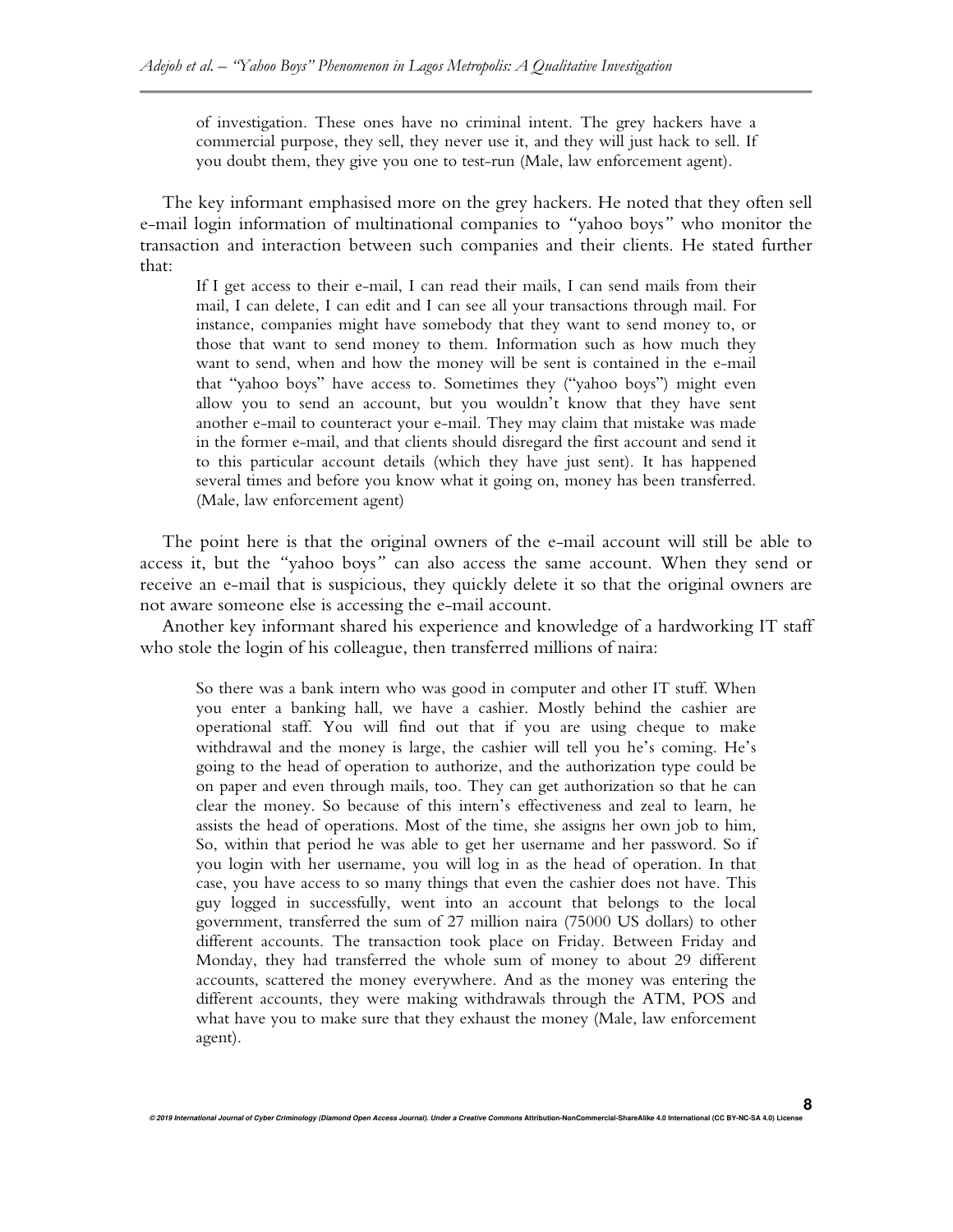> of investigation. These ones have no criminal intent. The grey hackers have a commercial purpose, they sell, they never use it, and they will just hack to sell. If you doubt them, they give you one to test-run (Male, law enforcement agent).

The key informant emphasised more on the grey hackers. He noted that they often sell e-mail login information of multinational companies to "yahoo boys" who monitor the transaction and interaction between such companies and their clients. He stated further that:

> If I get access to their e-mail, I can read their mails, I can send mails from their mail, I can delete, I can edit and I can see all your transactions through mail. For instance, companies might have somebody that they want to send money to, or those that want to send money to them. Information such as how much they want to send, when and how the money will be sent is contained in the e-mail that "yahoo boys" have access to. Sometimes they ("yahoo boys") might even allow you to send an account, but you wouldn't know that they have sent another e-mail to counteract your e-mail. They may claim that mistake was made in the former e-mail, and that clients should disregard the first account and send it to this particular account details (which they have just sent). It has happened several times and before you know what it going on, money has been transferred. (Male, law enforcement agent)

The point here is that the original owners of the e-mail account will still be able to access it, but the "yahoo boys" can also access the same account. When they send or receive an e-mail that is suspicious, they quickly delete it so that the original owners are not aware someone else is accessing the e-mail account.

Another key informant shared his experience and knowledge of a hardworking IT staff who stole the login of his colleague, then transferred millions of naira:

> So there was a bank intern who was good in computer and other IT stuff. When you enter a banking hall, we have a cashier. Mostly behind the cashier are operational staff. You will find out that if you are using cheque to make withdrawal and the money is large, the cashier will tell you he's coming. He's going to the head of operation to authorize, and the authorization type could be on paper and even through mails, too. They can get authorization so that he can clear the money. So because of this intern's effectiveness and zeal to learn, he assists the head of operations. Most of the time, she assigns her own job to him, So, within that period he was able to get her username and her password. So if you login with her username, you will log in as the head of operation. In that case, you have access to so many things that even the cashier does not have. This guy logged in successfully, went into an account that belongs to the local government, transferred the sum of 27 million naira (75000 US dollars) to other different accounts. The transaction took place on Friday. Between Friday and Monday, they had transferred the whole sum of money to about 29 different accounts, scattered the money everywhere. And as the money was entering the different accounts, they were making withdrawals through the ATM, POS and what have you to make sure that they exhaust the money (Male, law enforcement agent).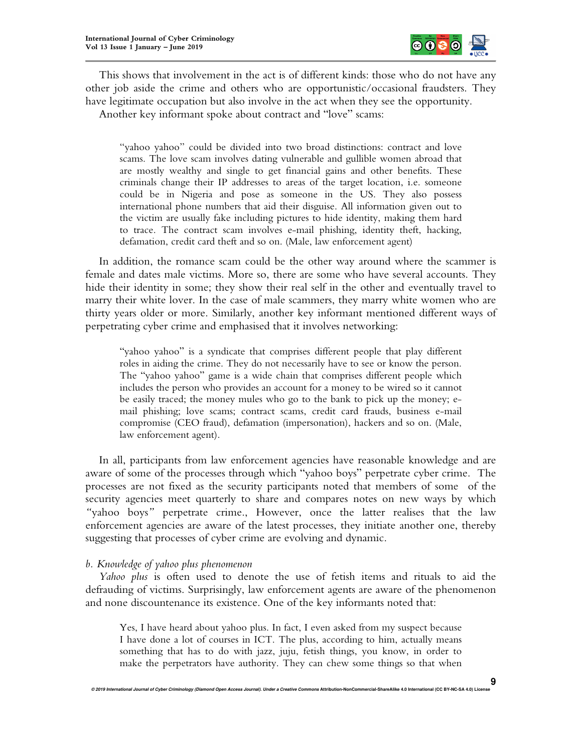This shows that involvement in the act is of different kinds: those who do not have any other job aside the crime and others who are opportunistic/occasional fraudsters. They have legitimate occupation but also involve in the act when they see the opportunity.

Another key informant spoke about contract and "love" scams:

> "yahoo yahoo" could be divided into two broad distinctions: contract and love scams. The love scam involves dating vulnerable and gullible women abroad that are mostly wealthy and single to get financial gains and other benefits. These criminals change their IP addresses to areas of the target location, i.e. someone could be in Nigeria and pose as someone in the US. They also possess international phone numbers that aid their disguise. All information given out to the victim are usually fake including pictures to hide identity, making them hard to trace. The contract scam involves e-mail phishing, identity theft, hacking, defamation, credit card theft and so on. (Male, law enforcement agent)

In addition, the romance scam could be the other way around where the scammer is female and dates male victims. More so, there are some who have several accounts. They hide their identity in some; they show their real self in the other and eventually travel to marry their white lover. In the case of male scammers, they marry white women who are thirty years older or more. Similarly, another key informant mentioned different ways of perpetrating cyber crime and emphasised that it involves networking:

> "yahoo yahoo" is a syndicate that comprises different people that play different roles in aiding the crime. They do not necessarily have to see or know the person. The "yahoo yahoo" game is a wide chain that comprises different people which includes the person who provides an account for a money to be wired so it cannot be easily traced; the money mules who go to the bank to pick up the money; e-mail phishing; love scams; contract scams, credit card frauds, business e-mail compromise (CEO fraud), defamation (impersonation), hackers and so on. (Male, law enforcement agent).

In all, participants from law enforcement agencies have reasonable knowledge and are aware of some of the processes through which "yahoo boys" perpetrate cyber crime. The processes are not fixed as the security participants noted that members of some of the security agencies meet quarterly to share and compares notes on new ways by which "yahoo boys" perpetrate crime., However, once the latter realises that the law enforcement agencies are aware of the latest processes, they initiate another one, thereby suggesting that processes of cyber crime are evolving and dynamic.

*b. Knowledge of yahoo plus phenomenon*

*Yahoo plus* is often used to denote the use of fetish items and rituals to aid the defrauding of victims. Surprisingly, law enforcement agents are aware of the phenomenon and none discountenance its existence. One of the key informants noted that:

> Yes, I have heard about yahoo plus. In fact, I even asked from my suspect because I have done a lot of courses in ICT. The plus, according to him, actually means something that has to do with jazz, juju, fetish things, you know, in order to make the perpetrators have authority. They can chew some things so that when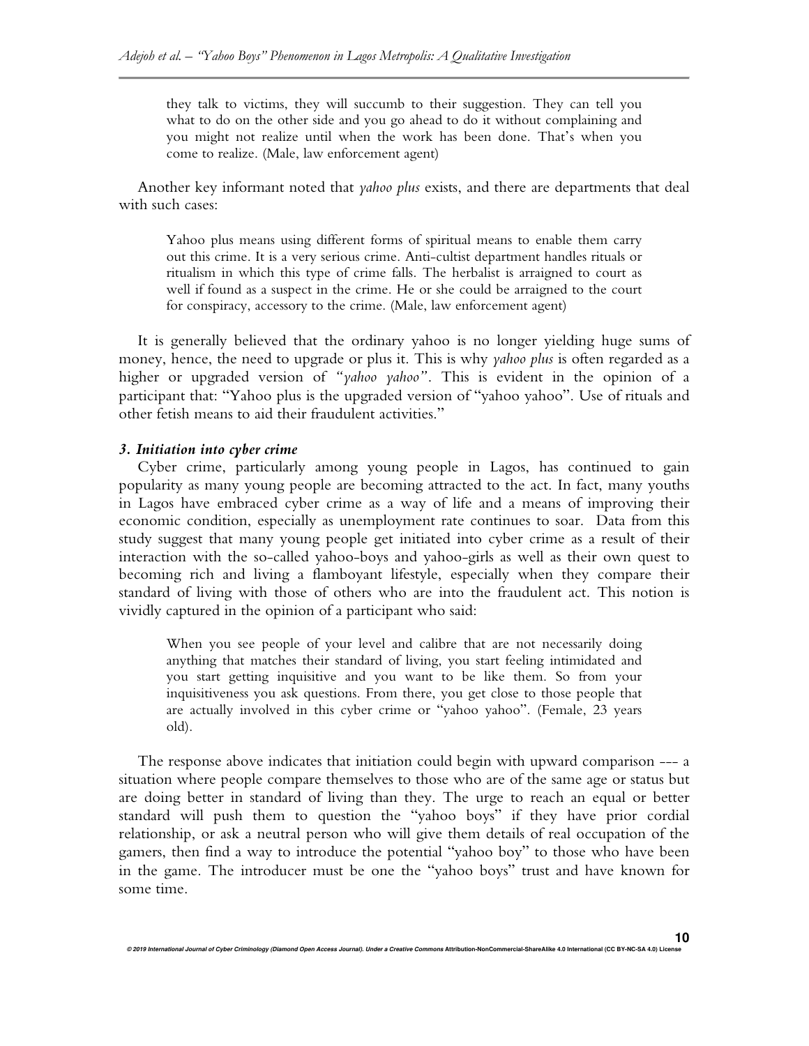> they talk to victims, they will succumb to their suggestion. They can tell you what to do on the other side and you go ahead to do it without complaining and you might not realize until when the work has been done. That's when you come to realize. (Male, law enforcement agent)

Another key informant noted that *yahoo plus* exists, and there are departments that deal with such cases:

> Yahoo plus means using different forms of spiritual means to enable them carry out this crime. It is a very serious crime. Anti-cultist department handles rituals or ritualism in which this type of crime falls. The herbalist is arraigned to court as well if found as a suspect in the crime. He or she could be arraigned to the court for conspiracy, accessory to the crime. (Male, law enforcement agent)

It is generally believed that the ordinary yahoo is no longer yielding huge sums of money, hence, the need to upgrade or plus it. This is why *yahoo plus* is often regarded as a higher or upgraded version of *"yahoo yahoo"*. This is evident in the opinion of a participant that: "Yahoo plus is the upgraded version of "yahoo yahoo". Use of rituals and other fetish means to aid their fraudulent activities."

### *3. Initiation into cyber crime*

Cyber crime, particularly among young people in Lagos, has continued to gain popularity as many young people are becoming attracted to the act. In fact, many youths in Lagos have embraced cyber crime as a way of life and a means of improving their economic condition, especially as unemployment rate continues to soar. Data from this study suggest that many young people get initiated into cyber crime as a result of their interaction with the so-called yahoo-boys and yahoo-girls as well as their own quest to becoming rich and living a flamboyant lifestyle, especially when they compare their standard of living with those of others who are into the fraudulent act. This notion is vividly captured in the opinion of a participant who said:

> When you see people of your level and calibre that are not necessarily doing anything that matches their standard of living, you start feeling intimidated and you start getting inquisitive and you want to be like them. So from your inquisitiveness you ask questions. From there, you get close to those people that are actually involved in this cyber crime or "yahoo yahoo". (Female, 23 years old).

The response above indicates that initiation could begin with upward comparison --- a situation where people compare themselves to those who are of the same age or status but are doing better in standard of living than they. The urge to reach an equal or better standard will push them to question the "yahoo boys" if they have prior cordial relationship, or ask a neutral person who will give them details of real occupation of the gamers, then find a way to introduce the potential "yahoo boy" to those who have been in the game. The introducer must be one the "yahoo boys" trust and have known for some time.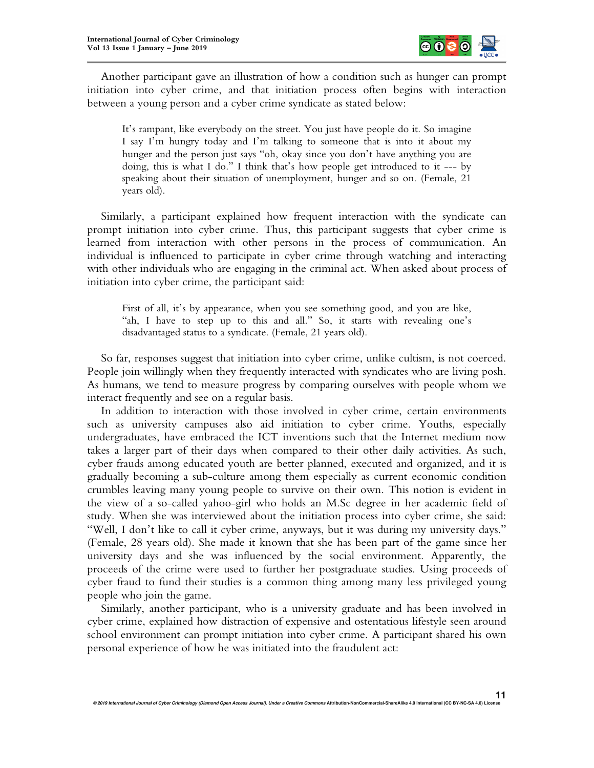Another participant gave an illustration of how a condition such as hunger can prompt initiation into cyber crime, and that initiation process often begins with interaction between a young person and a cyber crime syndicate as stated below:

> It's rampant, like everybody on the street. You just have people do it. So imagine I say I'm hungry today and I'm talking to someone that is into it about my hunger and the person just says "oh, okay since you don't have anything you are doing, this is what I do." I think that's how people get introduced to it --- by speaking about their situation of unemployment, hunger and so on. (Female, 21 years old).

Similarly, a participant explained how frequent interaction with the syndicate can prompt initiation into cyber crime. Thus, this participant suggests that cyber crime is learned from interaction with other persons in the process of communication. An individual is influenced to participate in cyber crime through watching and interacting with other individuals who are engaging in the criminal act. When asked about process of initiation into cyber crime, the participant said:

> First of all, it's by appearance, when you see something good, and you are like, "ah, I have to step up to this and all." So, it starts with revealing one's disadvantaged status to a syndicate. (Female, 21 years old).

So far, responses suggest that initiation into cyber crime, unlike cultism, is not coerced. People join willingly when they frequently interacted with syndicates who are living posh. As humans, we tend to measure progress by comparing ourselves with people whom we interact frequently and see on a regular basis.

In addition to interaction with those involved in cyber crime, certain environments such as university campuses also aid initiation to cyber crime. Youths, especially undergraduates, have embraced the ICT inventions such that the Internet medium now takes a larger part of their days when compared to their other daily activities. As such, cyber frauds among educated youth are better planned, executed and organized, and it is gradually becoming a sub-culture among them especially as current economic condition crumbles leaving many young people to survive on their own. This notion is evident in the view of a so-called yahoo-girl who holds an M.Sc degree in her academic field of study. When she was interviewed about the initiation process into cyber crime, she said: "Well, I don't like to call it cyber crime, anyways, but it was during my university days." (Female, 28 years old). She made it known that she has been part of the game since her university days and she was influenced by the social environment. Apparently, the proceeds of the crime were used to further her postgraduate studies. Using proceeds of cyber fraud to fund their studies is a common thing among many less privileged young people who join the game.

Similarly, another participant, who is a university graduate and has been involved in cyber crime, explained how distraction of expensive and ostentatious lifestyle seen around school environment can prompt initiation into cyber crime. A participant shared his own personal experience of how he was initiated into the fraudulent act: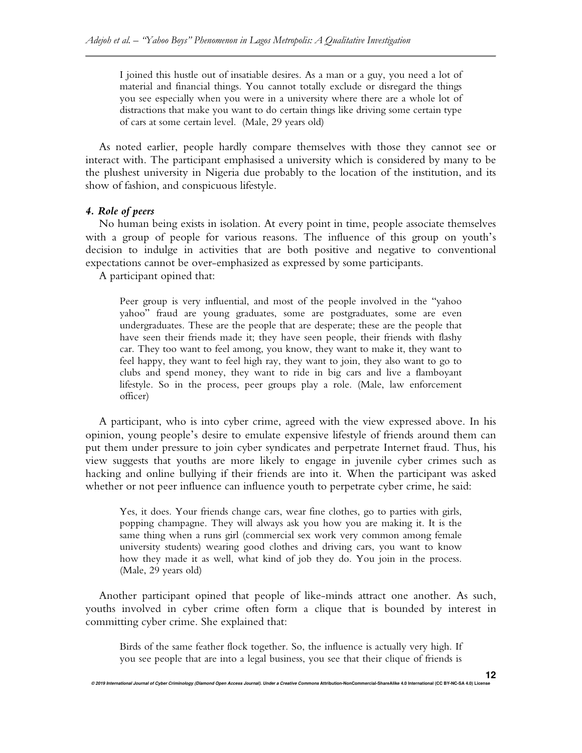> I joined this hustle out of insatiable desires. As a man or a guy, you need a lot of material and financial things. You cannot totally exclude or disregard the things you see especially when you were in a university where there are a whole lot of distractions that make you want to do certain things like driving some certain type of cars at some certain level. (Male, 29 years old)

As noted earlier, people hardly compare themselves with those they cannot see or interact with. The participant emphasised a university which is considered by many to be the plushest university in Nigeria due probably to the location of the institution, and its show of fashion, and conspicuous lifestyle.

#### *4. Role of peers*

No human being exists in isolation. At every point in time, people associate themselves with a group of people for various reasons. The influence of this group on youth's decision to indulge in activities that are both positive and negative to conventional expectations cannot be over-emphasized as expressed by some participants.

A participant opined that:

> Peer group is very influential, and most of the people involved in the "yahoo yahoo" fraud are young graduates, some are postgraduates, some are even undergraduates. These are the people that are desperate; these are the people that have seen their friends made it; they have seen people, their friends with flashy car. They too want to feel among, you know, they want to make it, they want to feel happy, they want to feel high ray, they want to join, they also want to go to clubs and spend money, they want to ride in big cars and live a flamboyant lifestyle. So in the process, peer groups play a role. (Male, law enforcement officer)

A participant, who is into cyber crime, agreed with the view expressed above. In his opinion, young people's desire to emulate expensive lifestyle of friends around them can put them under pressure to join cyber syndicates and perpetrate Internet fraud. Thus, his view suggests that youths are more likely to engage in juvenile cyber crimes such as hacking and online bullying if their friends are into it. When the participant was asked whether or not peer influence can influence youth to perpetrate cyber crime, he said:

> Yes, it does. Your friends change cars, wear fine clothes, go to parties with girls, popping champagne. They will always ask you how you are making it. It is the same thing when a runs girl (commercial sex work very common among female university students) wearing good clothes and driving cars, you want to know how they made it as well, what kind of job they do. You join in the process. (Male, 29 years old)

Another participant opined that people of like-minds attract one another. As such, youths involved in cyber crime often form a clique that is bounded by interest in committing cyber crime. She explained that:

> Birds of the same feather flock together. So, the influence is actually very high. If you see people that are into a legal business, you see that their clique of friends is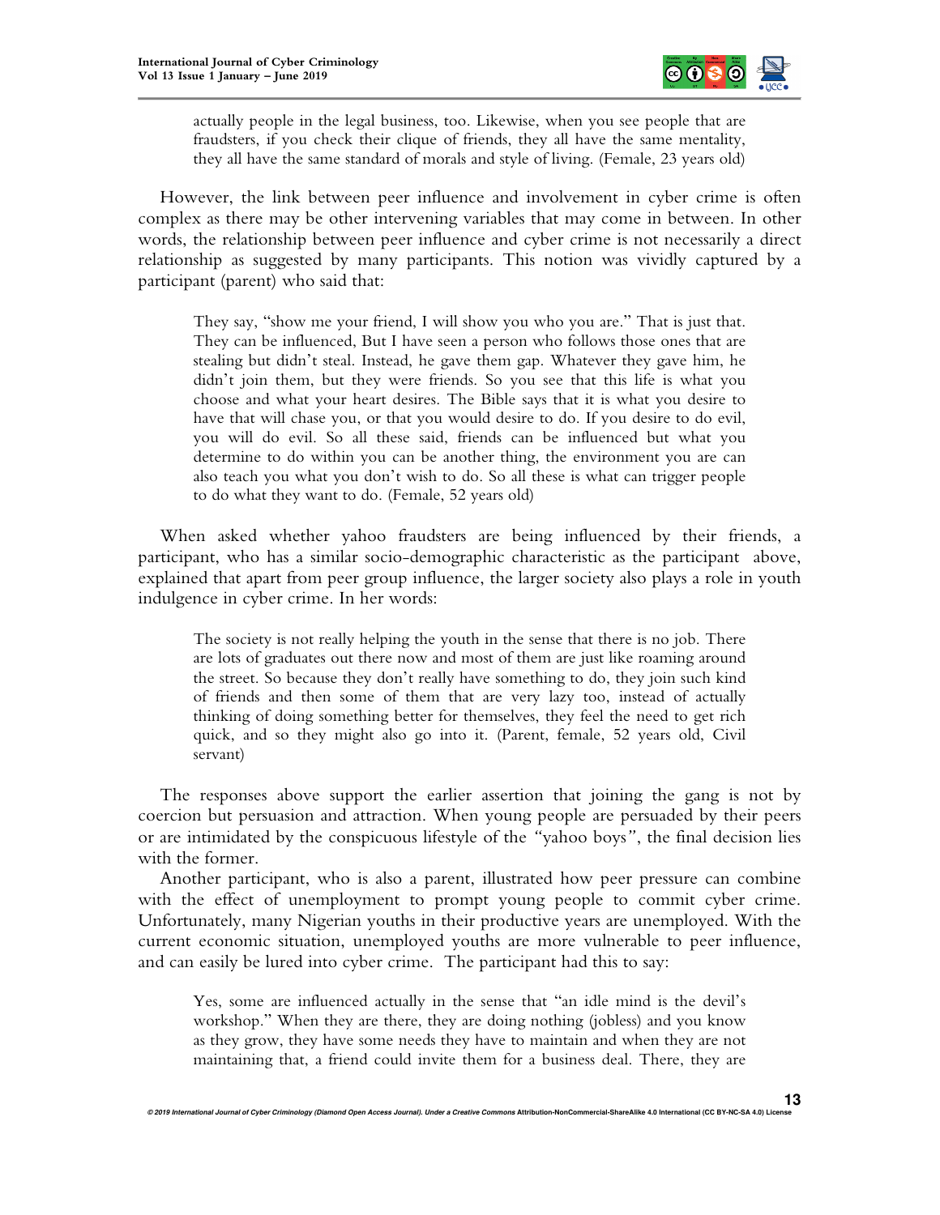> actually people in the legal business, too. Likewise, when you see people that are fraudsters, if you check their clique of friends, they all have the same mentality, they all have the same standard of morals and style of living. (Female, 23 years old)

However, the link between peer influence and involvement in cyber crime is often complex as there may be other intervening variables that may come in between. In other words, the relationship between peer influence and cyber crime is not necessarily a direct relationship as suggested by many participants. This notion was vividly captured by a participant (parent) who said that:

> They say, "show me your friend, I will show you who you are." That is just that. They can be influenced, But I have seen a person who follows those ones that are stealing but didn't steal. Instead, he gave them gap. Whatever they gave him, he didn't join them, but they were friends. So you see that this life is what you choose and what your heart desires. The Bible says that it is what you desire to have that will chase you, or that you would desire to do. If you desire to do evil, you will do evil. So all these said, friends can be influenced but what you determine to do within you can be another thing, the environment you are can also teach you what you don't wish to do. So all these is what can trigger people to do what they want to do. (Female, 52 years old)

When asked whether yahoo fraudsters are being influenced by their friends, a participant, who has a similar socio-demographic characteristic as the participant above, explained that apart from peer group influence, the larger society also plays a role in youth indulgence in cyber crime. In her words:

> The society is not really helping the youth in the sense that there is no job. There are lots of graduates out there now and most of them are just like roaming around the street. So because they don't really have something to do, they join such kind of friends and then some of them that are very lazy too, instead of actually thinking of doing something better for themselves, they feel the need to get rich quick, and so they might also go into it. (Parent, female, 52 years old, Civil servant)

The responses above support the earlier assertion that joining the gang is not by coercion but persuasion and attraction. When young people are persuaded by their peers or are intimidated by the conspicuous lifestyle of the "yahoo boys", the final decision lies with the former.

Another participant, who is also a parent, illustrated how peer pressure can combine with the effect of unemployment to prompt young people to commit cyber crime. Unfortunately, many Nigerian youths in their productive years are unemployed. With the current economic situation, unemployed youths are more vulnerable to peer influence, and can easily be lured into cyber crime. The participant had this to say:

> Yes, some are influenced actually in the sense that "an idle mind is the devil's workshop." When they are there, they are doing nothing (jobless) and you know as they grow, they have some needs they have to maintain and when they are not maintaining that, a friend could invite them for a business deal. There, they are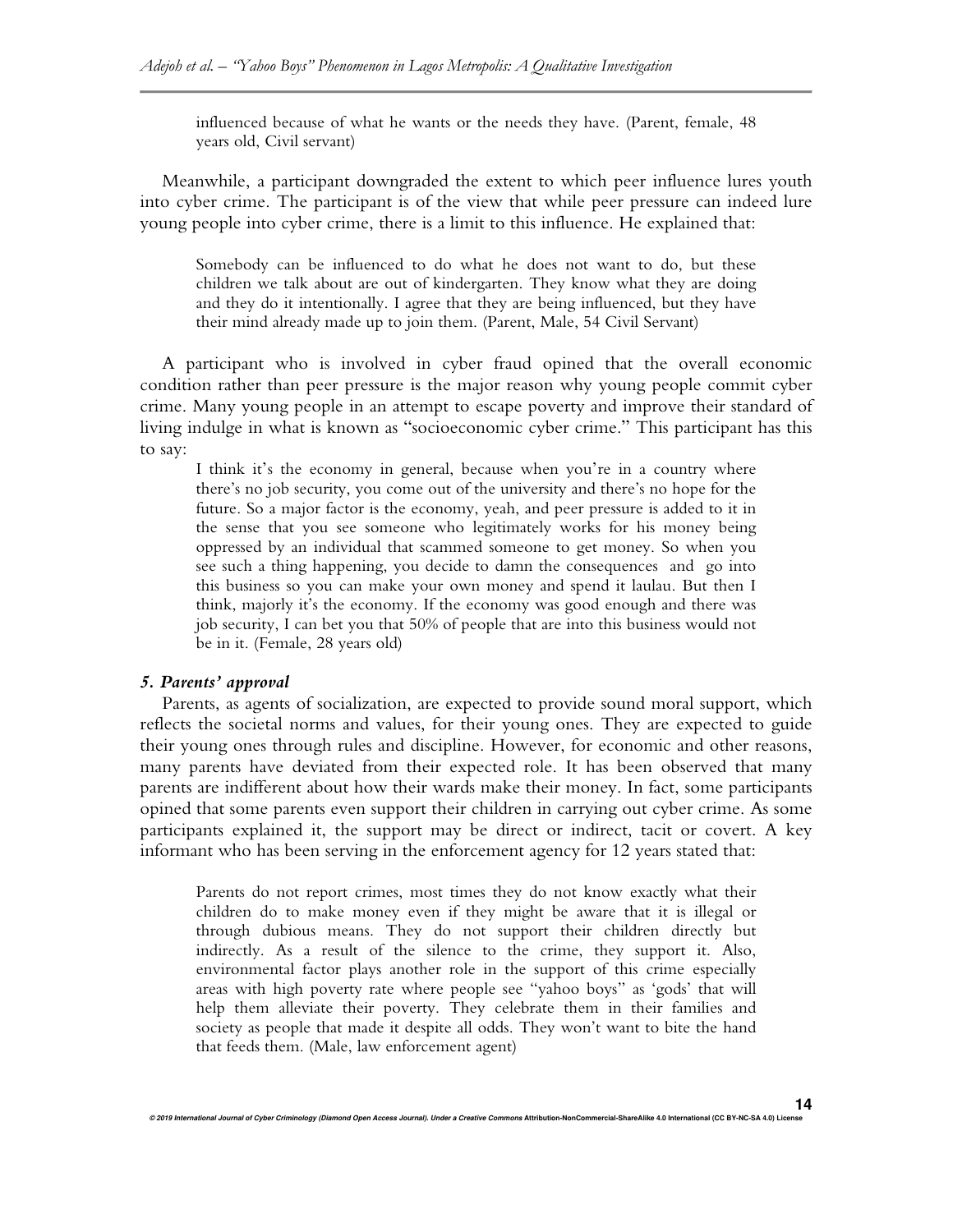> influenced because of what he wants or the needs they have. (Parent, female, 48 years old, Civil servant)

Meanwhile, a participant downgraded the extent to which peer influence lures youth into cyber crime. The participant is of the view that while peer pressure can indeed lure young people into cyber crime, there is a limit to this influence. He explained that:

> Somebody can be influenced to do what he does not want to do, but these children we talk about are out of kindergarten. They know what they are doing and they do it intentionally. I agree that they are being influenced, but they have their mind already made up to join them. (Parent, Male, 54 Civil Servant)

A participant who is involved in cyber fraud opined that the overall economic condition rather than peer pressure is the major reason why young people commit cyber crime. Many young people in an attempt to escape poverty and improve their standard of living indulge in what is known as "socioeconomic cyber crime." This participant has this to say:

> I think it's the economy in general, because when you're in a country where there's no job security, you come out of the university and there's no hope for the future. So a major factor is the economy, yeah, and peer pressure is added to it in the sense that you see someone who legitimately works for his money being oppressed by an individual that scammed someone to get money. So when you see such a thing happening, you decide to damn the consequences and go into this business so you can make your own money and spend it laulau. But then I think, majorly it's the economy. If the economy was good enough and there was job security, I can bet you that 50% of people that are into this business would not be in it. (Female, 28 years old)

#### *5. Parents' approval*

Parents, as agents of socialization, are expected to provide sound moral support, which reflects the societal norms and values, for their young ones. They are expected to guide their young ones through rules and discipline. However, for economic and other reasons, many parents have deviated from their expected role. It has been observed that many parents are indifferent about how their wards make their money. In fact, some participants opined that some parents even support their children in carrying out cyber crime. As some participants explained it, the support may be direct or indirect, tacit or covert. A key informant who has been serving in the enforcement agency for 12 years stated that:

> Parents do not report crimes, most times they do not know exactly what their children do to make money even if they might be aware that it is illegal or through dubious means. They do not support their children directly but indirectly. As a result of the silence to the crime, they support it. Also, environmental factor plays another role in the support of this crime especially areas with high poverty rate where people see "yahoo boys" as 'gods' that will help them alleviate their poverty. They celebrate them in their families and society as people that made it despite all odds. They won't want to bite the hand that feeds them. (Male, law enforcement agent)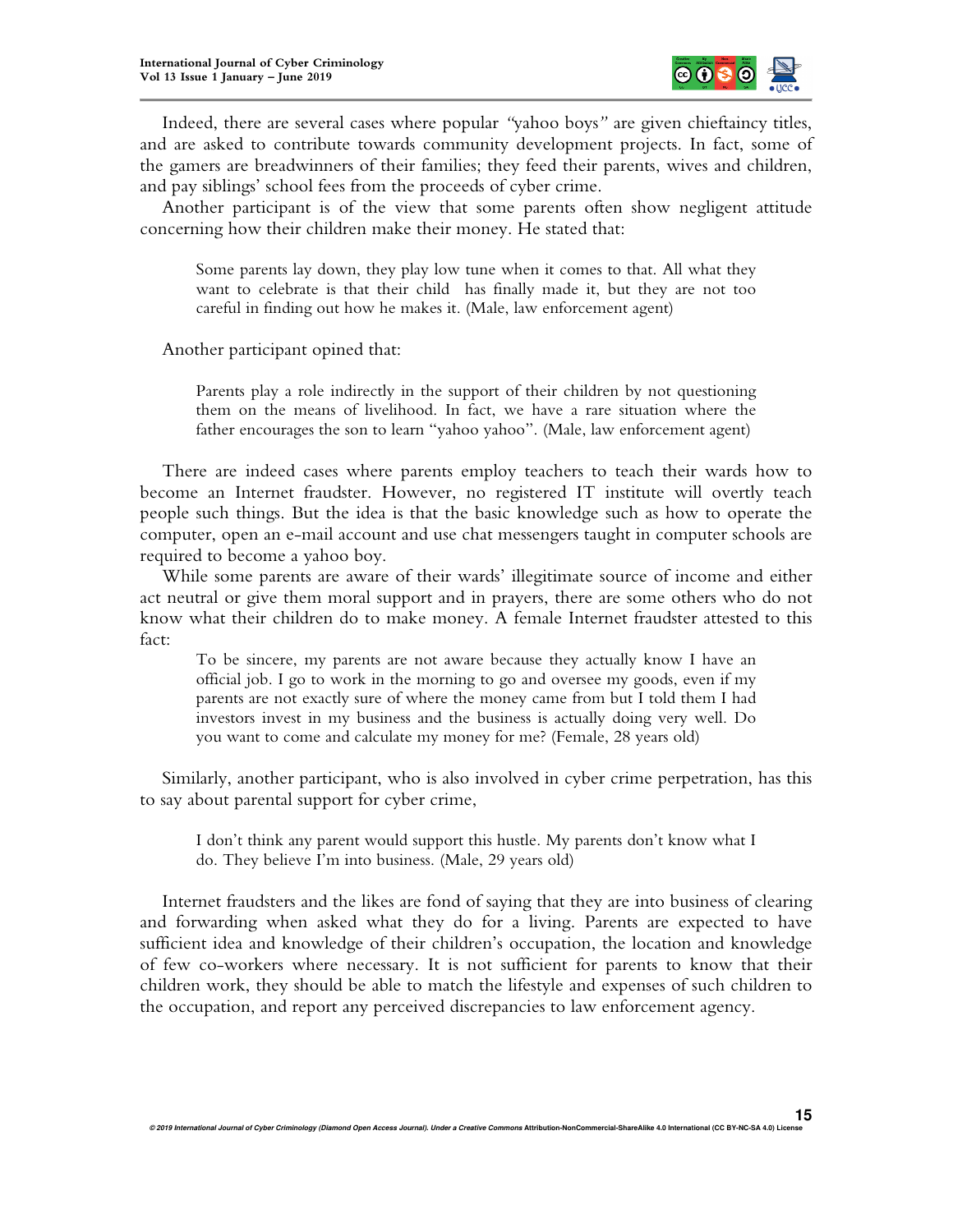Indeed, there are several cases where popular *"yahoo boys"* are given chieftaincy titles, and are asked to contribute towards community development projects. In fact, some of the gamers are breadwinners of their families; they feed their parents, wives and children, and pay siblings' school fees from the proceeds of cyber crime.

Another participant is of the view that some parents often show negligent attitude concerning how their children make their money. He stated that:

> Some parents lay down, they play low tune when it comes to that. All what they want to celebrate is that their child has finally made it, but they are not too careful in finding out how he makes it. (Male, law enforcement agent)

Another participant opined that:

> Parents play a role indirectly in the support of their children by not questioning them on the means of livelihood. In fact, we have a rare situation where the father encourages the son to learn "yahoo yahoo". (Male, law enforcement agent)

There are indeed cases where parents employ teachers to teach their wards how to become an Internet fraudster. However, no registered IT institute will overtly teach people such things. But the idea is that the basic knowledge such as how to operate the computer, open an e-mail account and use chat messengers taught in computer schools are required to become a yahoo boy.

While some parents are aware of their wards' illegitimate source of income and either act neutral or give them moral support and in prayers, there are some others who do not know what their children do to make money. A female Internet fraudster attested to this fact:

> To be sincere, my parents are not aware because they actually know I have an official job. I go to work in the morning to go and oversee my goods, even if my parents are not exactly sure of where the money came from but I told them I had investors invest in my business and the business is actually doing very well. Do you want to come and calculate my money for me? (Female, 28 years old)

Similarly, another participant, who is also involved in cyber crime perpetration, has this to say about parental support for cyber crime,

> I don't think any parent would support this hustle. My parents don't know what I do. They believe I'm into business. (Male, 29 years old)

Internet fraudsters and the likes are fond of saying that they are into business of clearing and forwarding when asked what they do for a living. Parents are expected to have sufficient idea and knowledge of their children's occupation, the location and knowledge of few co-workers where necessary. It is not sufficient for parents to know that their children work, they should be able to match the lifestyle and expenses of such children to the occupation, and report any perceived discrepancies to law enforcement agency.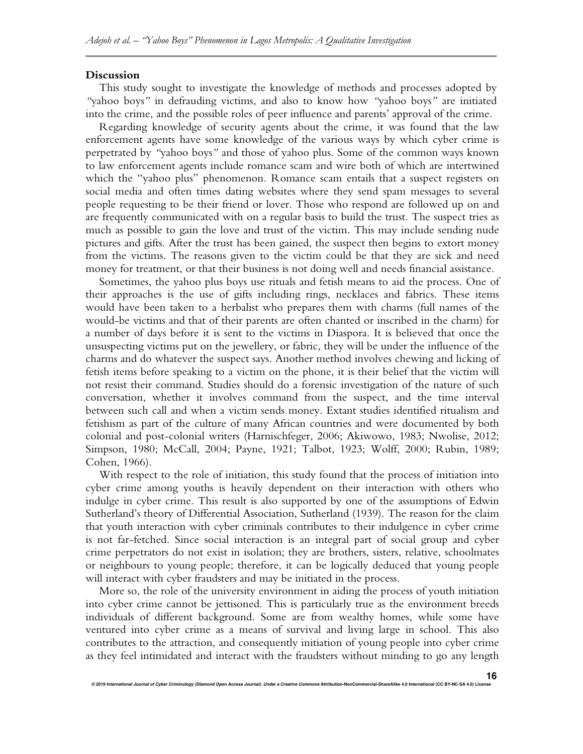**Discussion**

This study sought to investigate the knowledge of methods and processes adopted by *"yahoo boys"* in defrauding victims, and also to know how *"yahoo boys"* are initiated into the crime, and the possible roles of peer influence and parents' approval of the crime.

Regarding knowledge of security agents about the crime, it was found that the law enforcement agents have some knowledge of the various ways by which cyber crime is perpetrated by *"yahoo boys"* and those of yahoo plus. Some of the common ways known to law enforcement agents include romance scam and wire both of which are intertwined which the "yahoo plus" phenomenon. Romance scam entails that a suspect registers on social media and often times dating websites where they send spam messages to several people requesting to be their friend or lover. Those who respond are followed up on and are frequently communicated with on a regular basis to build the trust. The suspect tries as much as possible to gain the love and trust of the victim. This may include sending nude pictures and gifts. After the trust has been gained, the suspect then begins to extort money from the victims. The reasons given to the victim could be that they are sick and need money for treatment, or that their business is not doing well and needs financial assistance.

Sometimes, the yahoo plus boys use rituals and fetish means to aid the process. One of their approaches is the use of gifts including rings, necklaces and fabrics. These items would have been taken to a herbalist who prepares them with charms (full names of the would-be victims and that of their parents are often chanted or inscribed in the charm) for a number of days before it is sent to the victims in Diaspora. It is believed that once the unsuspecting victims put on the jewellery, or fabric, they will be under the influence of the charms and do whatever the suspect says. Another method involves chewing and licking of fetish items before speaking to a victim on the phone, it is their belief that the victim will not resist their command. Studies should do a forensic investigation of the nature of such conversation, whether it involves command from the suspect, and the time interval between such call and when a victim sends money. Extant studies identified ritualism and fetishism as part of the culture of many African countries and were documented by both colonial and post-colonial writers (Harnischfeger, 2006; Akiwowo, 1983; Nwolise, 2012; Simpson, 1980; McCall, 2004; Payne, 1921; Talbot, 1923; Wolff, 2000; Rubin, 1989; Cohen, 1966).

With respect to the role of initiation, this study found that the process of initiation into cyber crime among youths is heavily dependent on their interaction with others who indulge in cyber crime. This result is also supported by one of the assumptions of Edwin Sutherland's theory of Differential Association, Sutherland (1939). The reason for the claim that youth interaction with cyber criminals contributes to their indulgence in cyber crime is not far-fetched. Since social interaction is an integral part of social group and cyber crime perpetrators do not exist in isolation; they are brothers, sisters, relative, schoolmates or neighbours to young people; therefore, it can be logically deduced that young people will interact with cyber fraudsters and may be initiated in the process.

More so, the role of the university environment in aiding the process of youth initiation into cyber crime cannot be jettisoned. This is particularly true as the environment breeds individuals of different background. Some are from wealthy homes, while some have ventured into cyber crime as a means of survival and living large in school. This also contributes to the attraction, and consequently initiation of young people into cyber crime as they feel intimidated and interact with the fraudsters without minding to go any length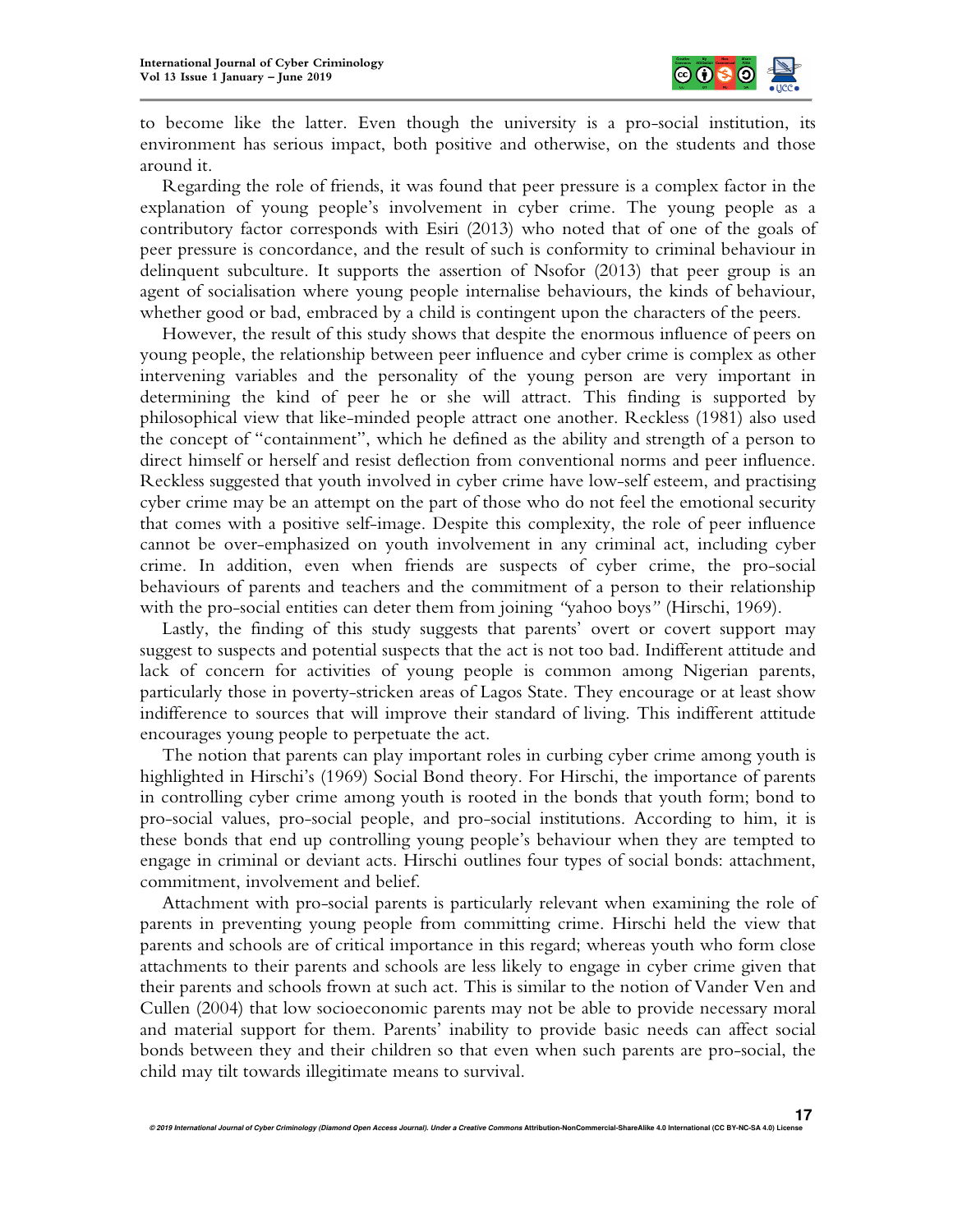to become like the latter. Even though the university is a pro-social institution, its environment has serious impact, both positive and otherwise, on the students and those around it.

Regarding the role of friends, it was found that peer pressure is a complex factor in the explanation of young people's involvement in cyber crime. The young people as a contributory factor corresponds with Esiri (2013) who noted that of one of the goals of peer pressure is concordance, and the result of such is conformity to criminal behaviour in delinquent subculture. It supports the assertion of Nsofor (2013) that peer group is an agent of socialisation where young people internalise behaviours, the kinds of behaviour, whether good or bad, embraced by a child is contingent upon the characters of the peers.

However, the result of this study shows that despite the enormous influence of peers on young people, the relationship between peer influence and cyber crime is complex as other intervening variables and the personality of the young person are very important in determining the kind of peer he or she will attract. This finding is supported by philosophical view that like-minded people attract one another. Reckless (1981) also used the concept of "containment", which he defined as the ability and strength of a person to direct himself or herself and resist deflection from conventional norms and peer influence. Reckless suggested that youth involved in cyber crime have low-self esteem, and practising cyber crime may be an attempt on the part of those who do not feel the emotional security that comes with a positive self-image. Despite this complexity, the role of peer influence cannot be over-emphasized on youth involvement in any criminal act, including cyber crime. In addition, even when friends are suspects of cyber crime, the pro-social behaviours of parents and teachers and the commitment of a person to their relationship with the pro-social entities can deter them from joining "yahoo boys" (Hirschi, 1969).

Lastly, the finding of this study suggests that parents' overt or covert support may suggest to suspects and potential suspects that the act is not too bad. Indifferent attitude and lack of concern for activities of young people is common among Nigerian parents, particularly those in poverty-stricken areas of Lagos State. They encourage or at least show indifference to sources that will improve their standard of living. This indifferent attitude encourages young people to perpetuate the act.

The notion that parents can play important roles in curbing cyber crime among youth is highlighted in Hirschi's (1969) Social Bond theory. For Hirschi, the importance of parents in controlling cyber crime among youth is rooted in the bonds that youth form; bond to pro-social values, pro-social people, and pro-social institutions. According to him, it is these bonds that end up controlling young people's behaviour when they are tempted to engage in criminal or deviant acts. Hirschi outlines four types of social bonds: attachment, commitment, involvement and belief.

Attachment with pro-social parents is particularly relevant when examining the role of parents in preventing young people from committing crime. Hirschi held the view that parents and schools are of critical importance in this regard; whereas youth who form close attachments to their parents and schools are less likely to engage in cyber crime given that their parents and schools frown at such act. This is similar to the notion of Vander Ven and Cullen (2004) that low socioeconomic parents may not be able to provide necessary moral and material support for them. Parents' inability to provide basic needs can affect social bonds between they and their children so that even when such parents are pro-social, the child may tilt towards illegitimate means to survival.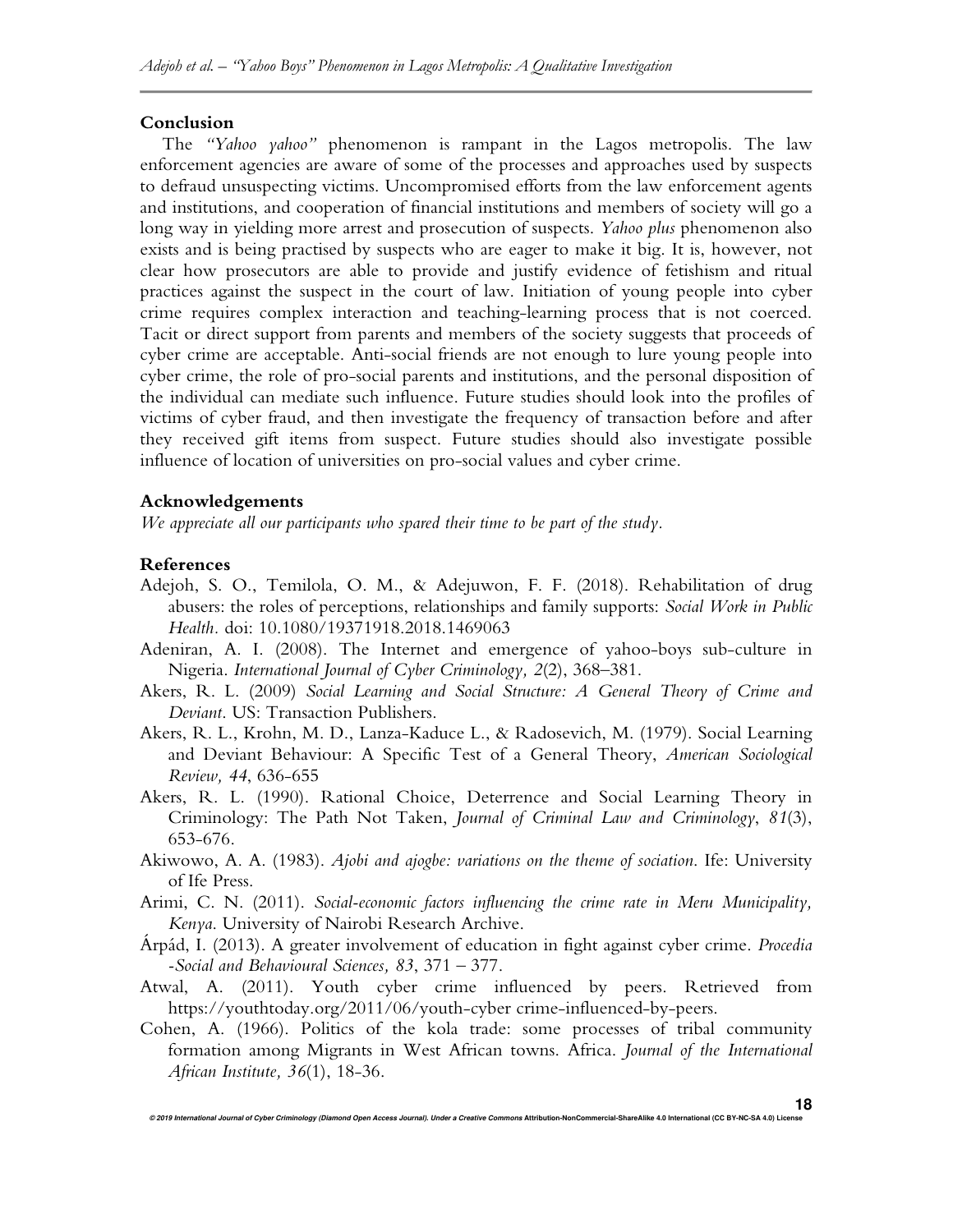## Conclusion

The *"Yahoo yahoo"* phenomenon is rampant in the Lagos metropolis. The law enforcement agencies are aware of some of the processes and approaches used by suspects to defraud unsuspecting victims. Uncompromised efforts from the law enforcement agents and institutions, and cooperation of financial institutions and members of society will go a long way in yielding more arrest and prosecution of suspects. *Yahoo plus* phenomenon also exists and is being practised by suspects who are eager to make it big. It is, however, not clear how prosecutors are able to provide and justify evidence of fetishism and ritual practices against the suspect in the court of law. Initiation of young people into cyber crime requires complex interaction and teaching-learning process that is not coerced. Tacit or direct support from parents and members of the society suggests that proceeds of cyber crime are acceptable. Anti-social friends are not enough to lure young people into cyber crime, the role of pro-social parents and institutions, and the personal disposition of the individual can mediate such influence. Future studies should look into the profiles of victims of cyber fraud, and then investigate the frequency of transaction before and after they received gift items from suspect. Future studies should also investigate possible influence of location of universities on pro-social values and cyber crime.

## Acknowledgements

*We appreciate all our participants who spared their time to be part of the study.*

## References

Adejoh, S. O., Temilola, O. M., & Adejuwon, F. F. (2018). Rehabilitation of drug abusers: the roles of perceptions, relationships and family supports: *Social Work in Public Health*. doi: 10.1080/19371918.2018.1469063

Adeniran, A. I. (2008). The Internet and emergence of yahoo-boys sub-culture in Nigeria. *International Journal of Cyber Criminology, 2*(2), 368–381.

Akers, R. L. (2009) *Social Learning and Social Structure: A General Theory of Crime and Deviant*. US: Transaction Publishers.

Akers, R. L., Krohn, M. D., Lanza-Kaduce L., & Radosevich, M. (1979). Social Learning and Deviant Behaviour: A Specific Test of a General Theory, *American Sociological Review, 44*, 636-655

Akers, R. L. (1990). Rational Choice, Deterrence and Social Learning Theory in Criminology: The Path Not Taken, *Journal of Criminal Law and Criminology*, *81*(3), 653-676.

Akiwowo, A. A. (1983). *Ajobi and ajogbe: variations on the theme of sociation*. Ife: University of Ife Press.

Arimi, C. N. (2011). *Social-economic factors influencing the crime rate in Meru Municipality, Kenya*. University of Nairobi Research Archive.

Árpád, I. (2013). A greater involvement of education in fight against cyber crime. *Procedia -Social and Behavioural Sciences, 83*, 371 – 377.

Atwal, A. (2011). Youth cyber crime influenced by peers. Retrieved from https://youthtoday.org/2011/06/youth-cyber crime-influenced-by-peers.

Cohen, A. (1966). Politics of the kola trade: some processes of tribal community formation among Migrants in West African towns. Africa. *Journal of the International African Institute, 36*(1), 18-36.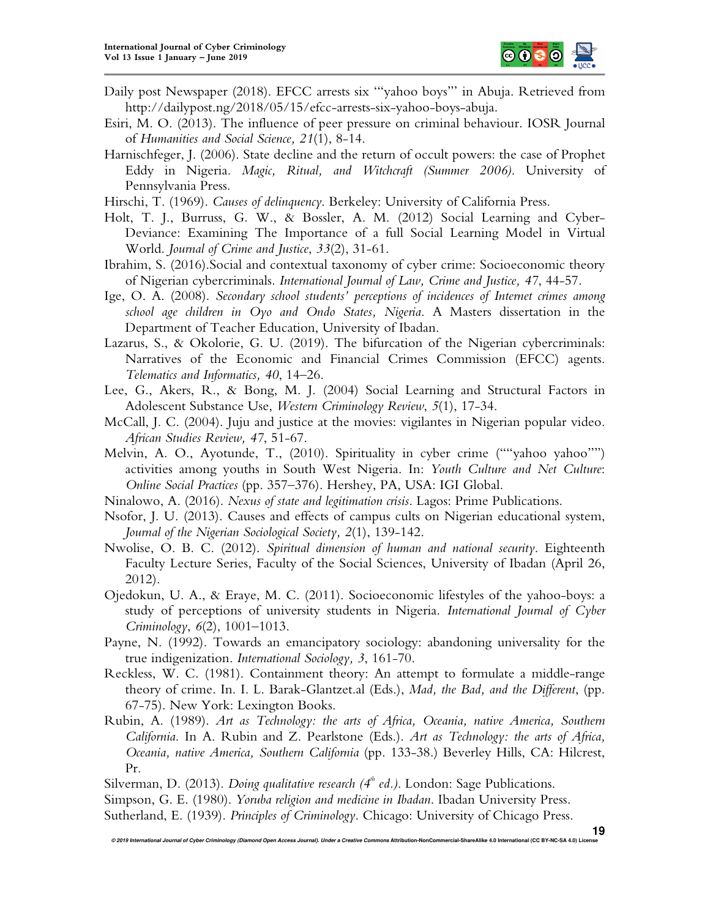Daily post Newspaper (2018). EFCC arrests six '"yahoo boys"' in Abuja. Retrieved from http://dailypost.ng/2018/05/15/efcc-arrests-six-yahoo-boys-abuja.

Esiri, M. O. (2013). The influence of peer pressure on criminal behaviour. IOSR Journal of *Humanities and Social Science, 21*(1), 8-14.

Harnischfeger, J. (2006). State decline and the return of occult powers: the case of Prophet Eddy in Nigeria. *Magic, Ritual, and Witchcraft (Summer 2006).* University of Pennsylvania Press.

Hirschi, T. (1969). *Causes of delinquency*. Berkeley: University of California Press.

Holt, T. J., Burruss, G. W., & Bossler, A. M. (2012) Social Learning and Cyber-Deviance: Examining The Importance of a full Social Learning Model in Virtual World. *Journal of Crime and Justice*, *33*(2), 31-61.

Ibrahim, S. (2016).Social and contextual taxonomy of cyber crime: Socioeconomic theory of Nigerian cybercriminals. *International Journal of Law, Crime and Justice, 47*, 44-57.

Ige, O. A. (2008). *Secondary school students' perceptions of incidences of Internet crimes among school age children in Oyo and Ondo States, Nigeria*. A Masters dissertation in the Department of Teacher Education, University of Ibadan.

Lazarus, S., & Okolorie, G. U. (2019). The bifurcation of the Nigerian cybercriminals: Narratives of the Economic and Financial Crimes Commission (EFCC) agents. *Telematics and Informatics, 40*, 14–26.

Lee, G., Akers, R., & Bong, M. J. (2004) Social Learning and Structural Factors in Adolescent Substance Use, *Western Criminology Review*, *5*(1), 17-34.

McCall, J. C. (2004). Juju and justice at the movies: vigilantes in Nigerian popular video. *African Studies Review, 47*, 51-67.

Melvin, A. O., Ayotunde, T., (2010). Spirituality in cyber crime (""yahoo yahoo"") activities among youths in South West Nigeria. In: *Youth Culture and Net Culture*: *Online Social Practices* (pp. 357–376). Hershey, PA, USA: IGI Global.

Ninalowo, A. (2016). *Nexus of state and legitimation crisis*. Lagos: Prime Publications.

Nsofor, J. U. (2013). Causes and effects of campus cults on Nigerian educational system, *Journal of the Nigerian Sociological Society, 2*(1), 139-142.

Nwolise, O. B. C. (2012). *Spiritual dimension of human and national security*. Eighteenth Faculty Lecture Series, Faculty of the Social Sciences, University of Ibadan (April 26, 2012).

Ojedokun, U. A., & Eraye, M. C. (2011). Socioeconomic lifestyles of the yahoo-boys: a study of perceptions of university students in Nigeria. *International Journal of Cyber Criminology*, *6*(2), 1001–1013.

Payne, N. (1992). Towards an emancipatory sociology: abandoning universality for the true indigenization. *International Sociology, 3*, 161-70.

Reckless, W. C. (1981). Containment theory: An attempt to formulate a middle-range theory of crime. In. I. L. Barak-Glantzet.al (Eds.), *Mad, the Bad, and the Different*, (pp. 67-75). New York: Lexington Books.

Rubin, A. (1989). *Art as Technology: the arts of Africa, Oceania, native America, Southern California*. In A. Rubin and Z. Pearlstone (Eds.). *Art as Technology: the arts of Africa, Oceania, native America, Southern California* (pp. 133-38.) Beverley Hills, CA: Hilcrest, Pr.

Silverman, D. (2013). *Doing qualitative research (4th ed.)*. London: Sage Publications.

Simpson, G. E. (1980). *Yoruba religion and medicine in Ibadan*. Ibadan University Press.

Sutherland, E. (1939). *Principles of Criminology*. Chicago: University of Chicago Press.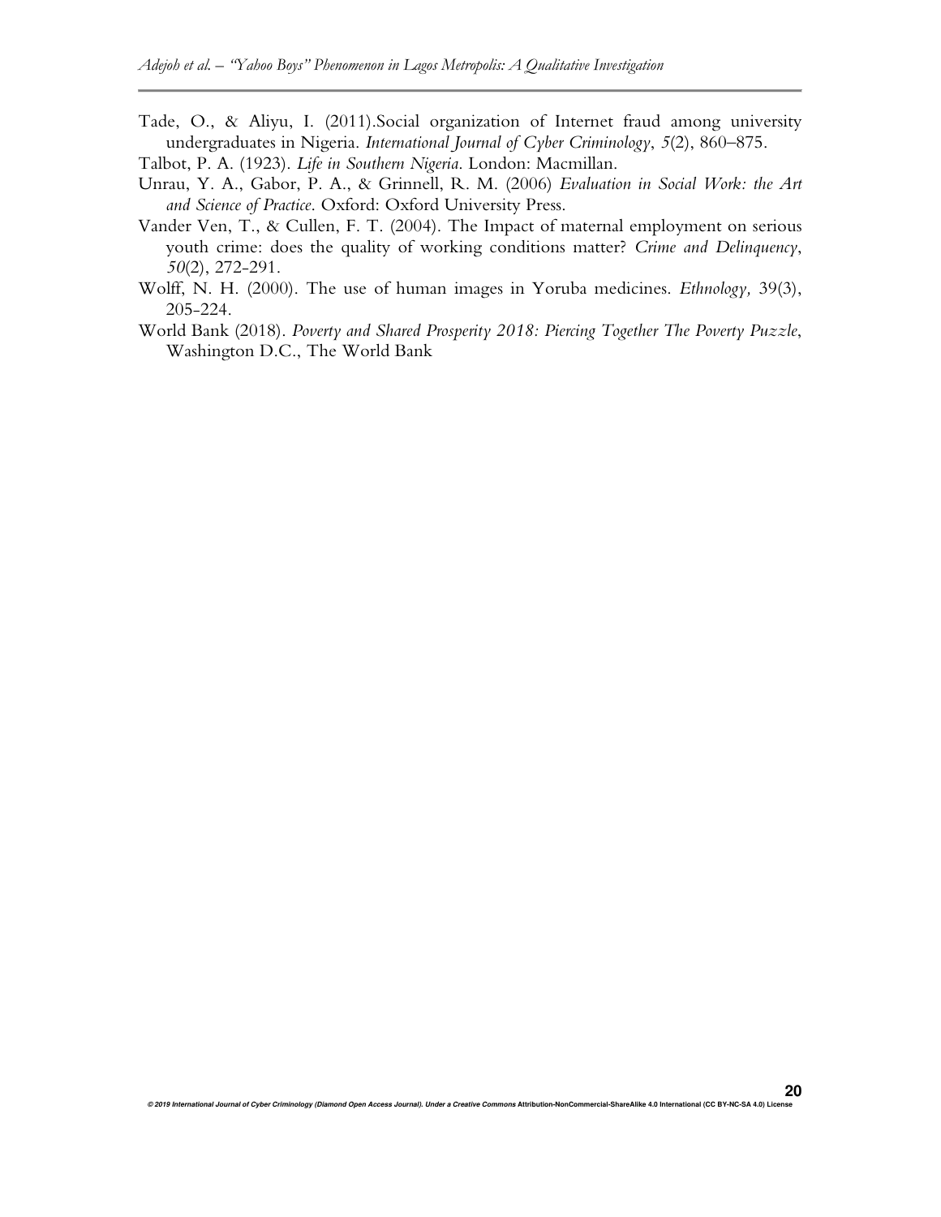Tade, O., & Aliyu, I. (2011).Social organization of Internet fraud among university undergraduates in Nigeria. *International Journal of Cyber Criminology*, *5*(2), 860–875.

Talbot, P. A. (1923). *Life in Southern Nigeria*. London: Macmillan.

Unrau, Y. A., Gabor, P. A., & Grinnell, R. M. (2006) *Evaluation in Social Work: the Art and Science of Practice*. Oxford: Oxford University Press.

Vander Ven, T., & Cullen, F. T. (2004). The Impact of maternal employment on serious youth crime: does the quality of working conditions matter? *Crime and Delinquency*, *50*(2), 272-291.

Wolff, N. H. (2000). The use of human images in Yoruba medicines. *Ethnology,* 39(3), 205-224.

World Bank (2018). *Poverty and Shared Prosperity 2018: Piercing Together The Poverty Puzzle*, Washington D.C., The World Bank